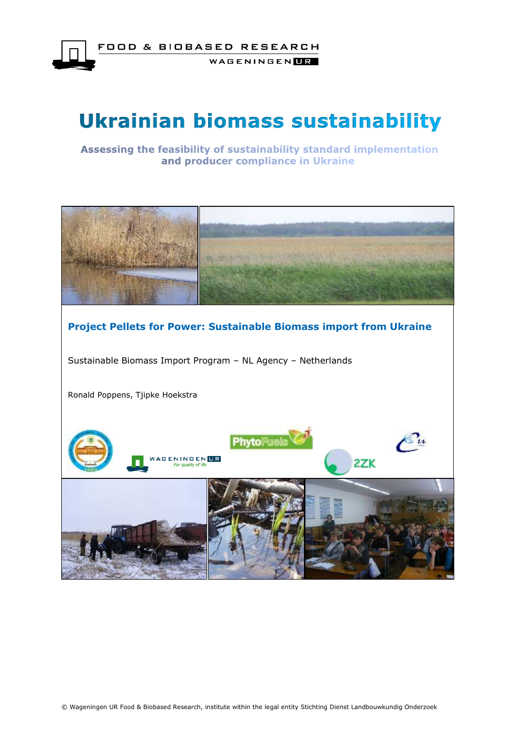FOOD & BIOBASED RESEARCH

WAGENINGEN UR

# Ukrainian biomass sustainability

**Assessing the feasibility of sustainability standard implementation and producer compliance in Ukraine**

**Project Pellets for Power: Sustainable Biomass import from Ukraine**

Sustainable Biomass Import Program – NL Agency – Netherlands

Ronald Poppens, Tjipke Hoekstra

© Wageningen UR Food & Biobased Research, institute within the legal entity Stichting Dienst Landbouwkundig Onderzoek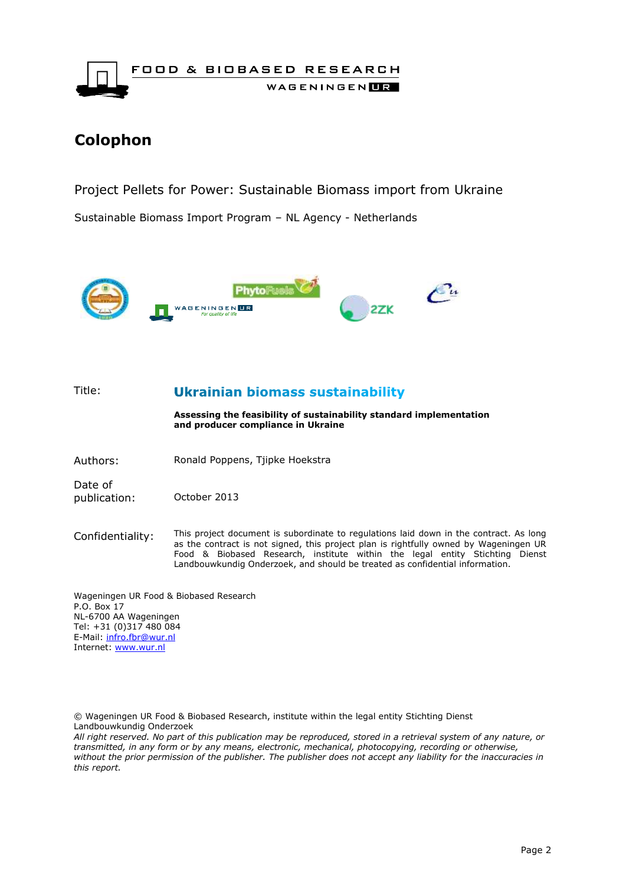# Colophon

Project Pellets for Power: Sustainable Biomass import from Ukraine

Sustainable Biomass Import Program – NL Agency - Netherlands

| | |
|---|---|
| Title: | **Ukrainian biomass sustainability** |
| | **Assessing the feasibility of sustainability standard implementation and producer compliance in Ukraine** |
| Authors: | Ronald Poppens, Tjipke Hoekstra |
| Date of publication: | October 2013 |
| Confidentiality: | This project document is subordinate to regulations laid down in the contract. As long as the contract is not signed, this project plan is rightfully owned by Wageningen UR Food & Biobased Research, institute within the legal entity Stichting Dienst Landbouwkundig Onderzoek, and should be treated as confidential information. |

Wageningen UR Food & Biobased Research
P.O. Box 17
NL-6700 AA Wageningen
Tel: +31 (0)317 480 084
E-Mail: infro.fbr@wur.nl
Internet: www.wur.nl

© Wageningen UR Food & Biobased Research, institute within the legal entity Stichting Dienst Landbouwkundig Onderzoek

*All right reserved. No part of this publication may be reproduced, stored in a retrieval system of any nature, or transmitted, in any form or by any means, electronic, mechanical, photocopying, recording or otherwise, without the prior permission of the publisher. The publisher does not accept any liability for the inaccuracies in this report.*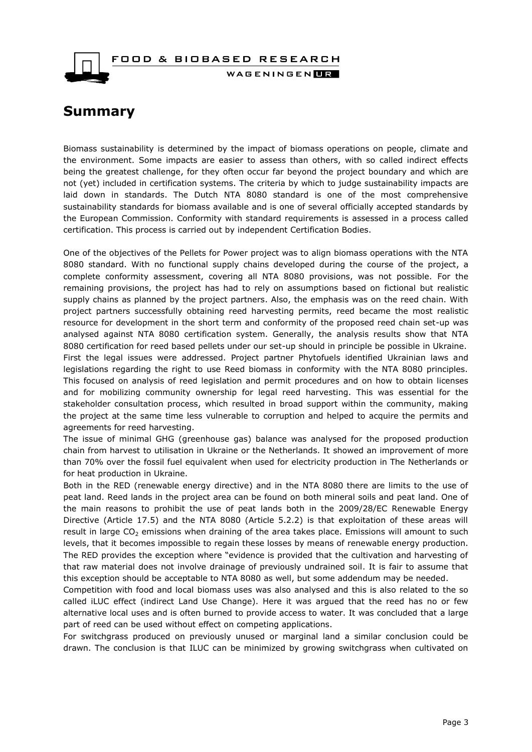# Summary

Biomass sustainability is determined by the impact of biomass operations on people, climate and the environment. Some impacts are easier to assess than others, with so called indirect effects being the greatest challenge, for they often occur far beyond the project boundary and which are not (yet) included in certification systems. The criteria by which to judge sustainability impacts are laid down in standards. The Dutch NTA 8080 standard is one of the most comprehensive sustainability standards for biomass available and is one of several officially accepted standards by the European Commission. Conformity with standard requirements is assessed in a process called certification. This process is carried out by independent Certification Bodies.

One of the objectives of the Pellets for Power project was to align biomass operations with the NTA 8080 standard. With no functional supply chains developed during the course of the project, a complete conformity assessment, covering all NTA 8080 provisions, was not possible. For the remaining provisions, the project has had to rely on assumptions based on fictional but realistic supply chains as planned by the project partners. Also, the emphasis was on the reed chain. With project partners successfully obtaining reed harvesting permits, reed became the most realistic resource for development in the short term and conformity of the proposed reed chain set-up was analysed against NTA 8080 certification system. Generally, the analysis results show that NTA 8080 certification for reed based pellets under our set-up should in principle be possible in Ukraine. First the legal issues were addressed. Project partner Phytofuels identified Ukrainian laws and legislations regarding the right to use Reed biomass in conformity with the NTA 8080 principles. This focused on analysis of reed legislation and permit procedures and on how to obtain licenses and for mobilizing community ownership for legal reed harvesting. This was essential for the stakeholder consultation process, which resulted in broad support within the community, making the project at the same time less vulnerable to corruption and helped to acquire the permits and agreements for reed harvesting.

The issue of minimal GHG (greenhouse gas) balance was analysed for the proposed production chain from harvest to utilisation in Ukraine or the Netherlands. It showed an improvement of more than 70% over the fossil fuel equivalent when used for electricity production in The Netherlands or for heat production in Ukraine.

Both in the RED (renewable energy directive) and in the NTA 8080 there are limits to the use of peat land. Reed lands in the project area can be found on both mineral soils and peat land. One of the main reasons to prohibit the use of peat lands both in the 2009/28/EC Renewable Energy Directive (Article 17.5) and the NTA 8080 (Article 5.2.2) is that exploitation of these areas will result in large $CO_2$ emissions when draining of the area takes place. Emissions will amount to such levels, that it becomes impossible to regain these losses by means of renewable energy production. The RED provides the exception where "evidence is provided that the cultivation and harvesting of that raw material does not involve drainage of previously undrained soil. It is fair to assume that this exception should be acceptable to NTA 8080 as well, but some addendum may be needed.

Competition with food and local biomass uses was also analysed and this is also related to the so called iLUC effect (indirect Land Use Change). Here it was argued that the reed has no or few alternative local uses and is often burned to provide access to water. It was concluded that a large part of reed can be used without effect on competing applications.

For switchgrass produced on previously unused or marginal land a similar conclusion could be drawn. The conclusion is that ILUC can be minimized by growing switchgrass when cultivated on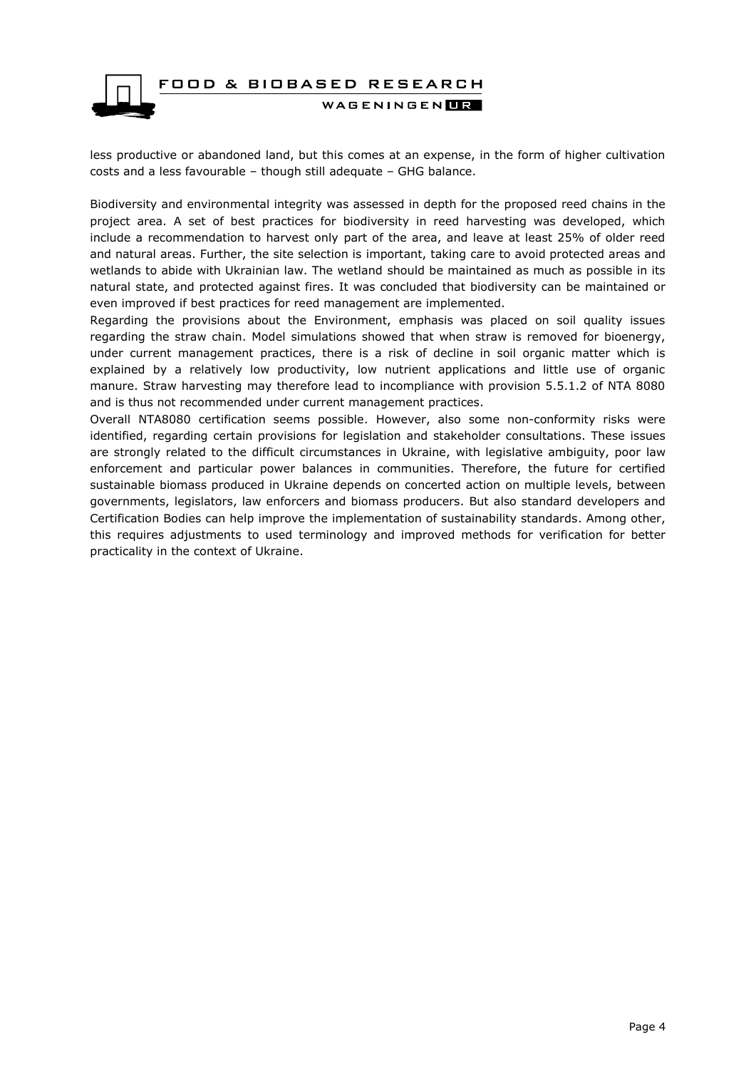less productive or abandoned land, but this comes at an expense, in the form of higher cultivation costs and a less favourable – though still adequate – GHG balance.

Biodiversity and environmental integrity was assessed in depth for the proposed reed chains in the project area. A set of best practices for biodiversity in reed harvesting was developed, which include a recommendation to harvest only part of the area, and leave at least 25% of older reed and natural areas. Further, the site selection is important, taking care to avoid protected areas and wetlands to abide with Ukrainian law. The wetland should be maintained as much as possible in its natural state, and protected against fires. It was concluded that biodiversity can be maintained or even improved if best practices for reed management are implemented.

Regarding the provisions about the Environment, emphasis was placed on soil quality issues regarding the straw chain. Model simulations showed that when straw is removed for bioenergy, under current management practices, there is a risk of decline in soil organic matter which is explained by a relatively low productivity, low nutrient applications and little use of organic manure. Straw harvesting may therefore lead to incompliance with provision 5.5.1.2 of NTA 8080 and is thus not recommended under current management practices.

Overall NTA8080 certification seems possible. However, also some non-conformity risks were identified, regarding certain provisions for legislation and stakeholder consultations. These issues are strongly related to the difficult circumstances in Ukraine, with legislative ambiguity, poor law enforcement and particular power balances in communities. Therefore, the future for certified sustainable biomass produced in Ukraine depends on concerted action on multiple levels, between governments, legislators, law enforcers and biomass producers. But also standard developers and Certification Bodies can help improve the implementation of sustainability standards. Among other, this requires adjustments to used terminology and improved methods for verification for better practicality in the context of Ukraine.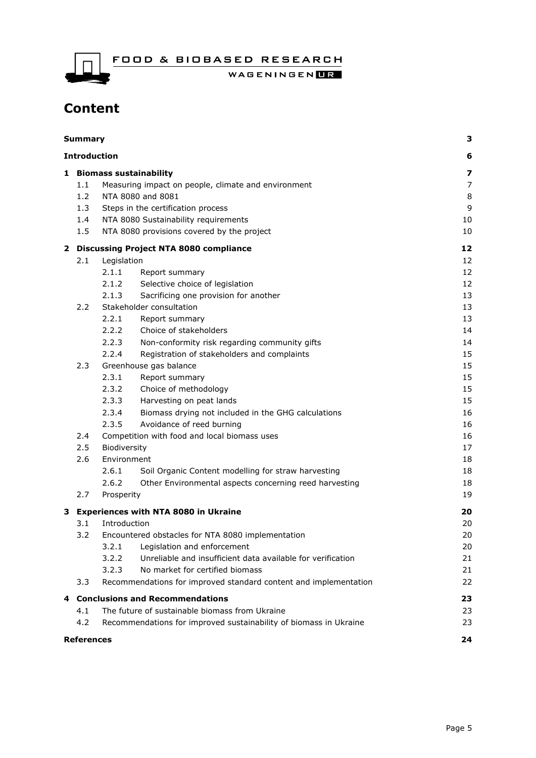# Content

| | | |
|---|---|---|
| **Summary** | | **3** |
| **Introduction** | | **6** |
| **1** | **Biomass sustainability** | **7** |
| 1.1 | Measuring impact on people, climate and environment | 7 |
| 1.2 | NTA 8080 and 8081 | 8 |
| 1.3 | Steps in the certification process | 9 |
| 1.4 | NTA 8080 Sustainability requirements | 10 |
| 1.5 | NTA 8080 provisions covered by the project | 10 |
| **2** | **Discussing Project NTA 8080 compliance** | **12** |
| 2.1 | Legislation | 12 |
| 2.1.1 | Report summary | 12 |
| 2.1.2 | Selective choice of legislation | 12 |
| 2.1.3 | Sacrificing one provision for another | 13 |
| 2.2 | Stakeholder consultation | 13 |
| 2.2.1 | Report summary | 13 |
| 2.2.2 | Choice of stakeholders | 14 |
| 2.2.3 | Non-conformity risk regarding community gifts | 14 |
| 2.2.4 | Registration of stakeholders and complaints | 15 |
| 2.3 | Greenhouse gas balance | 15 |
| 2.3.1 | Report summary | 15 |
| 2.3.2 | Choice of methodology | 15 |
| 2.3.3 | Harvesting on peat lands | 15 |
| 2.3.4 | Biomass drying not included in the GHG calculations | 16 |
| 2.3.5 | Avoidance of reed burning | 16 |
| 2.4 | Competition with food and local biomass uses | 16 |
| 2.5 | Biodiversity | 17 |
| 2.6 | Environment | 18 |
| 2.6.1 | Soil Organic Content modelling for straw harvesting | 18 |
| 2.6.2 | Other Environmental aspects concerning reed harvesting | 18 |
| 2.7 | Prosperity | 19 |
| **3** | **Experiences with NTA 8080 in Ukraine** | **20** |
| 3.1 | Introduction | 20 |
| 3.2 | Encountered obstacles for NTA 8080 implementation | 20 |
| 3.2.1 | Legislation and enforcement | 20 |
| 3.2.2 | Unreliable and insufficient data available for verification | 21 |
| 3.2.3 | No market for certified biomass | 21 |
| 3.3 | Recommendations for improved standard content and implementation | 22 |
| **4** | **Conclusions and Recommendations** | **23** |
| 4.1 | The future of sustainable biomass from Ukraine | 23 |
| 4.2 | Recommendations for improved sustainability of biomass in Ukraine | 23 |
| **References** | | **24** |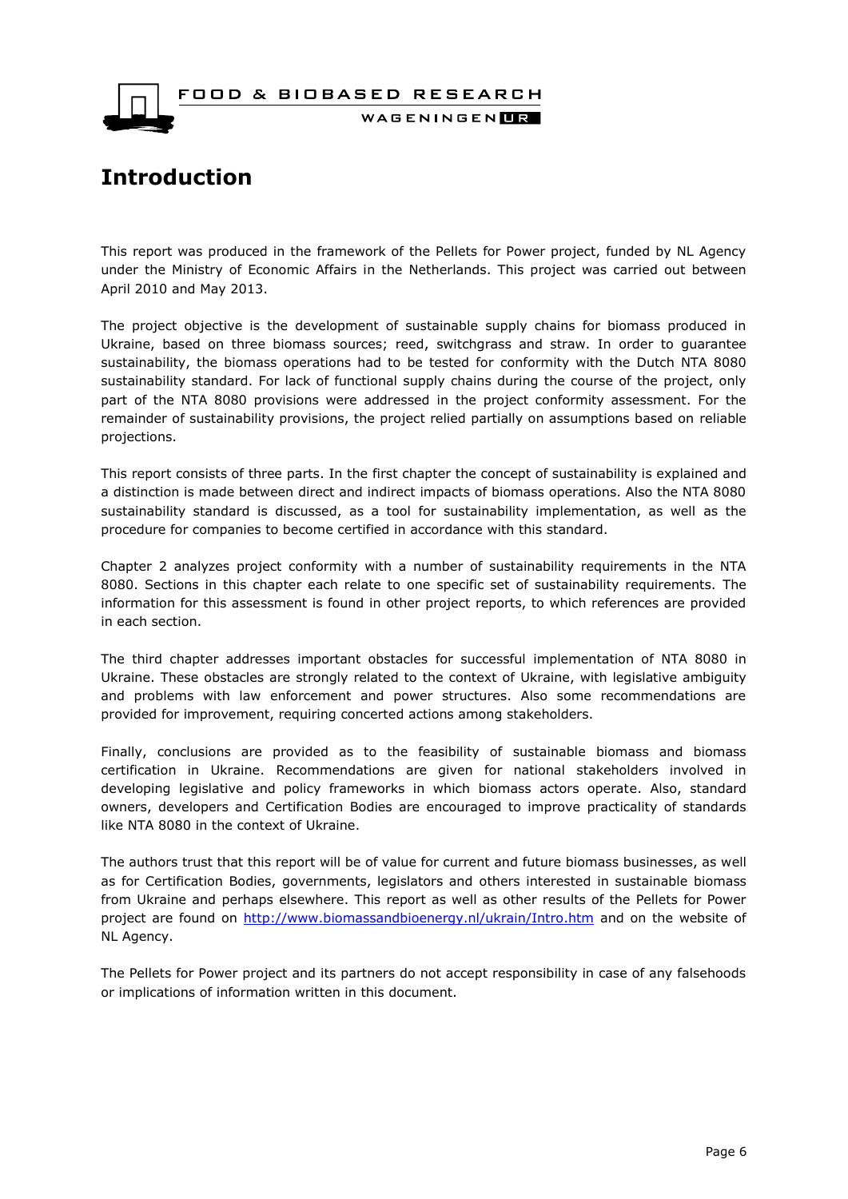# Introduction

This report was produced in the framework of the Pellets for Power project, funded by NL Agency under the Ministry of Economic Affairs in the Netherlands. This project was carried out between April 2010 and May 2013.

The project objective is the development of sustainable supply chains for biomass produced in Ukraine, based on three biomass sources; reed, switchgrass and straw. In order to guarantee sustainability, the biomass operations had to be tested for conformity with the Dutch NTA 8080 sustainability standard. For lack of functional supply chains during the course of the project, only part of the NTA 8080 provisions were addressed in the project conformity assessment. For the remainder of sustainability provisions, the project relied partially on assumptions based on reliable projections.

This report consists of three parts. In the first chapter the concept of sustainability is explained and a distinction is made between direct and indirect impacts of biomass operations. Also the NTA 8080 sustainability standard is discussed, as a tool for sustainability implementation, as well as the procedure for companies to become certified in accordance with this standard.

Chapter 2 analyzes project conformity with a number of sustainability requirements in the NTA 8080. Sections in this chapter each relate to one specific set of sustainability requirements. The information for this assessment is found in other project reports, to which references are provided in each section.

The third chapter addresses important obstacles for successful implementation of NTA 8080 in Ukraine. These obstacles are strongly related to the context of Ukraine, with legislative ambiguity and problems with law enforcement and power structures. Also some recommendations are provided for improvement, requiring concerted actions among stakeholders.

Finally, conclusions are provided as to the feasibility of sustainable biomass and biomass certification in Ukraine. Recommendations are given for national stakeholders involved in developing legislative and policy frameworks in which biomass actors operate. Also, standard owners, developers and Certification Bodies are encouraged to improve practicality of standards like NTA 8080 in the context of Ukraine.

The authors trust that this report will be of value for current and future biomass businesses, as well as for Certification Bodies, governments, legislators and others interested in sustainable biomass from Ukraine and perhaps elsewhere. This report as well as other results of the Pellets for Power project are found on http://www.biomassandbioenergy.nl/ukrain/Intro.htm and on the website of NL Agency.

The Pellets for Power project and its partners do not accept responsibility in case of any falsehoods or implications of information written in this document.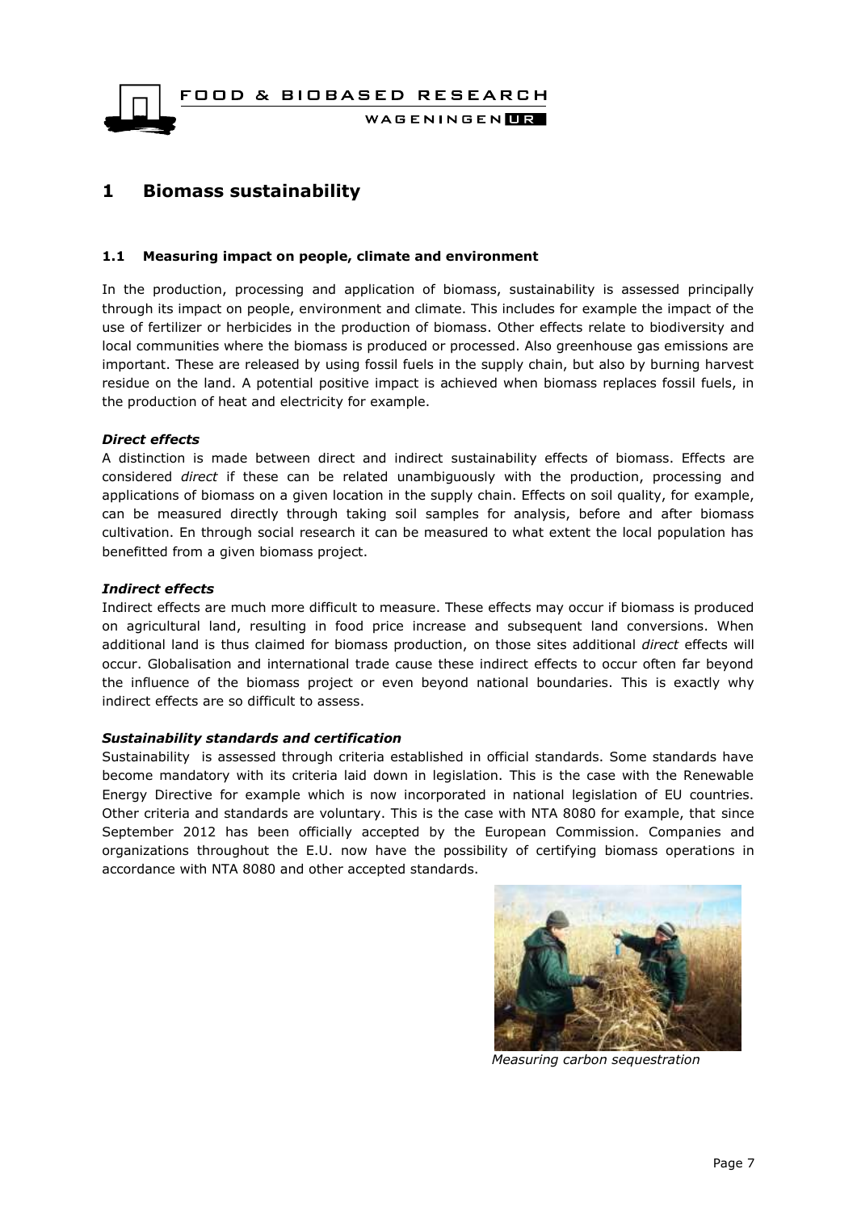# 1 Biomass sustainability

### 1.1 Measuring impact on people, climate and environment

In the production, processing and application of biomass, sustainability is assessed principally through its impact on people, environment and climate. This includes for example the impact of the use of fertilizer or herbicides in the production of biomass. Other effects relate to biodiversity and local communities where the biomass is produced or processed. Also greenhouse gas emissions are important. These are released by using fossil fuels in the supply chain, but also by burning harvest residue on the land. A potential positive impact is achieved when biomass replaces fossil fuels, in the production of heat and electricity for example.

***Direct effects***

A distinction is made between direct and indirect sustainability effects of biomass. Effects are considered *direct* if these can be related unambiguously with the production, processing and applications of biomass on a given location in the supply chain. Effects on soil quality, for example, can be measured directly through taking soil samples for analysis, before and after biomass cultivation. En through social research it can be measured to what extent the local population has benefitted from a given biomass project.

***Indirect effects***

Indirect effects are much more difficult to measure. These effects may occur if biomass is produced on agricultural land, resulting in food price increase and subsequent land conversions. When additional land is thus claimed for biomass production, on those sites additional *direct* effects will occur. Globalisation and international trade cause these indirect effects to occur often far beyond the influence of the biomass project or even beyond national boundaries. This is exactly why indirect effects are so difficult to assess.

***Sustainability standards and certification***

Sustainability is assessed through criteria established in official standards. Some standards have become mandatory with its criteria laid down in legislation. This is the case with the Renewable Energy Directive for example which is now incorporated in national legislation of EU countries. Other criteria and standards are voluntary. This is the case with NTA 8080 for example, that since September 2012 has been officially accepted by the European Commission. Companies and organizations throughout the E.U. now have the possibility of certifying biomass operations in accordance with NTA 8080 and other accepted standards.

*Measuring carbon sequestration*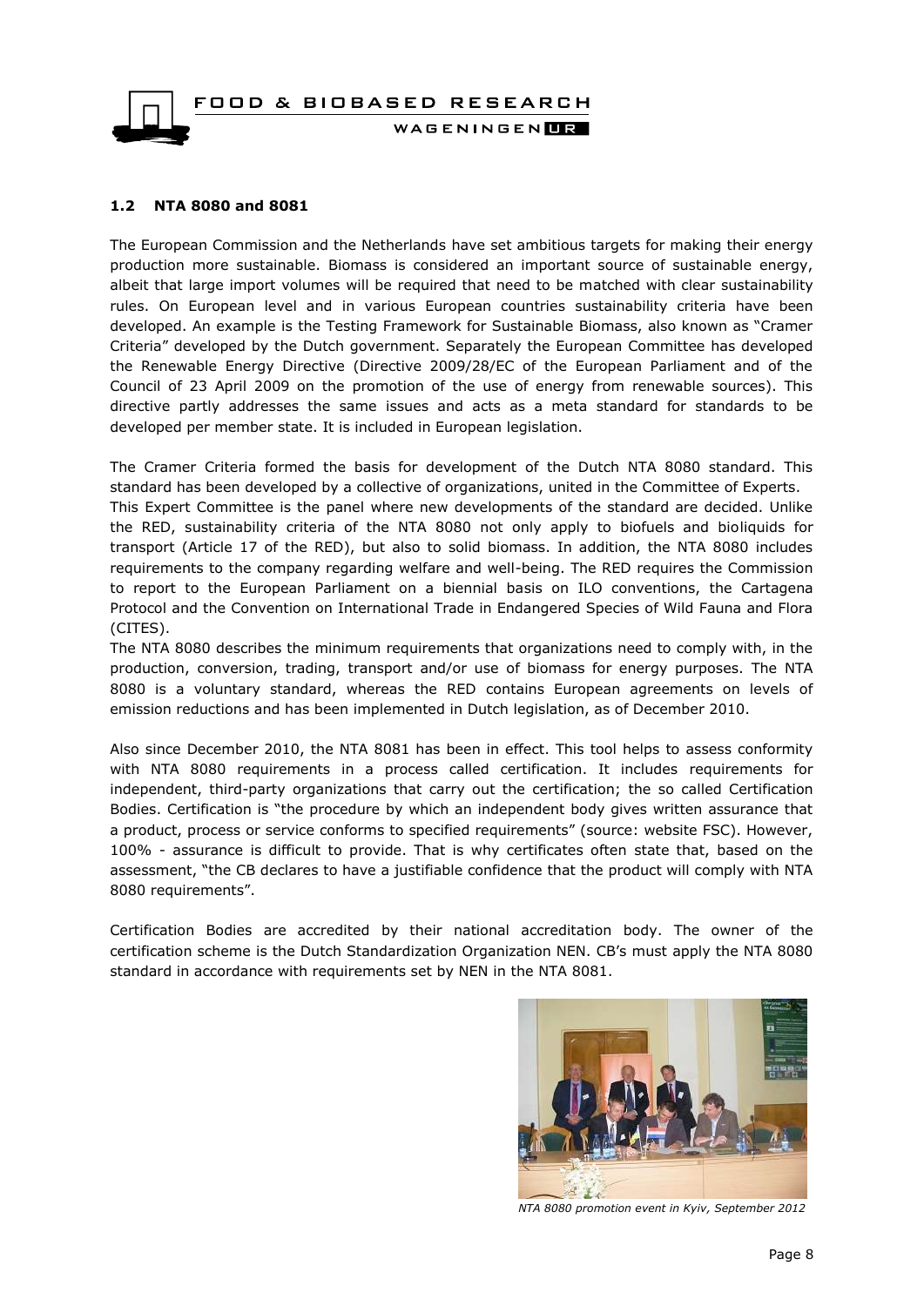## 1.2 NTA 8080 and 8081

The European Commission and the Netherlands have set ambitious targets for making their energy production more sustainable. Biomass is considered an important source of sustainable energy, albeit that large import volumes will be required that need to be matched with clear sustainability rules. On European level and in various European countries sustainability criteria have been developed. An example is the Testing Framework for Sustainable Biomass, also known as "Cramer Criteria" developed by the Dutch government. Separately the European Committee has developed the Renewable Energy Directive (Directive 2009/28/EC of the European Parliament and of the Council of 23 April 2009 on the promotion of the use of energy from renewable sources). This directive partly addresses the same issues and acts as a meta standard for standards to be developed per member state. It is included in European legislation.

The Cramer Criteria formed the basis for development of the Dutch NTA 8080 standard. This standard has been developed by a collective of organizations, united in the Committee of Experts. This Expert Committee is the panel where new developments of the standard are decided. Unlike the RED, sustainability criteria of the NTA 8080 not only apply to biofuels and bioliquids for transport (Article 17 of the RED), but also to solid biomass. In addition, the NTA 8080 includes requirements to the company regarding welfare and well-being. The RED requires the Commission to report to the European Parliament on a biennial basis on ILO conventions, the Cartagena Protocol and the Convention on International Trade in Endangered Species of Wild Fauna and Flora (CITES).

The NTA 8080 describes the minimum requirements that organizations need to comply with, in the production, conversion, trading, transport and/or use of biomass for energy purposes. The NTA 8080 is a voluntary standard, whereas the RED contains European agreements on levels of emission reductions and has been implemented in Dutch legislation, as of December 2010.

Also since December 2010, the NTA 8081 has been in effect. This tool helps to assess conformity with NTA 8080 requirements in a process called certification. It includes requirements for independent, third-party organizations that carry out the certification; the so called Certification Bodies. Certification is "the procedure by which an independent body gives written assurance that a product, process or service conforms to specified requirements" (source: website FSC). However, 100% - assurance is difficult to provide. That is why certificates often state that, based on the assessment, "the CB declares to have a justifiable confidence that the product will comply with NTA 8080 requirements".

Certification Bodies are accredited by their national accreditation body. The owner of the certification scheme is the Dutch Standardization Organization NEN. CB's must apply the NTA 8080 standard in accordance with requirements set by NEN in the NTA 8081.

*NTA 8080 promotion event in Kyiv, September 2012*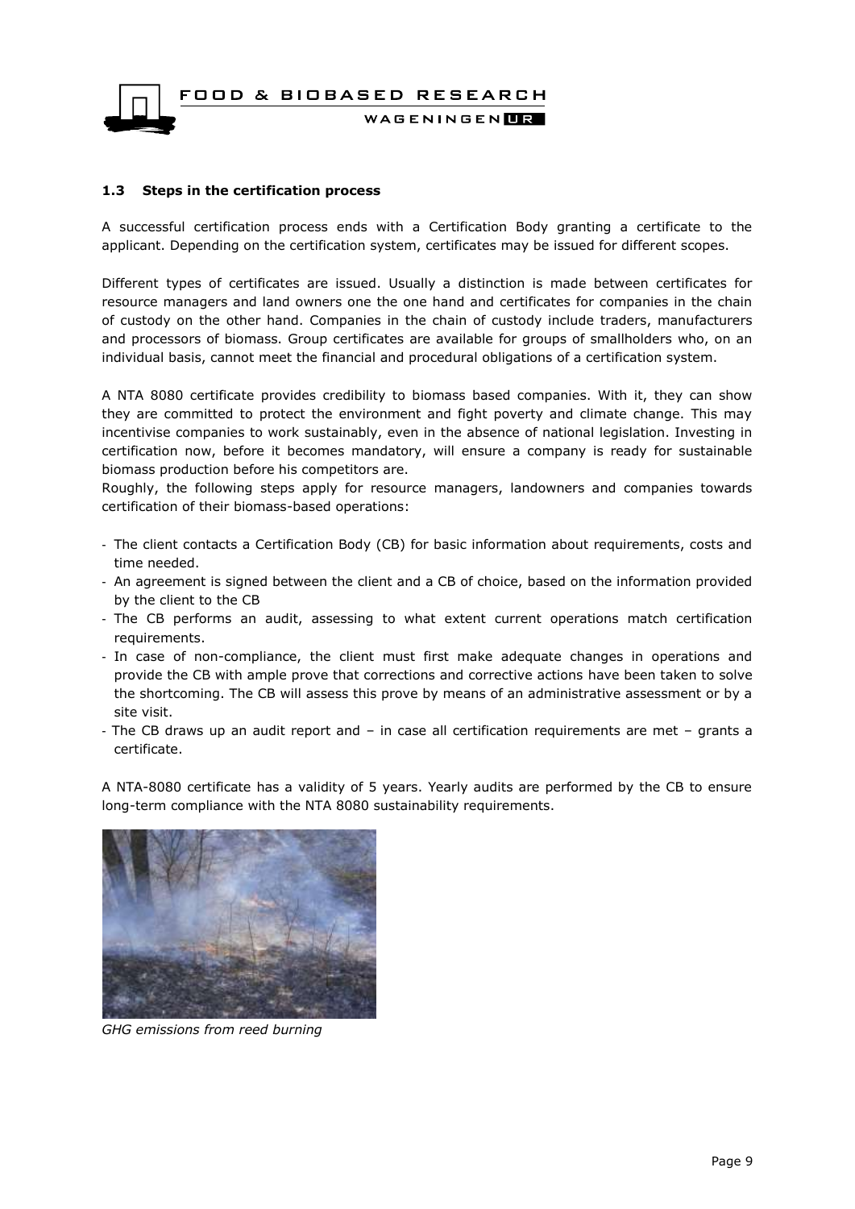### 1.3 Steps in the certification process

A successful certification process ends with a Certification Body granting a certificate to the applicant. Depending on the certification system, certificates may be issued for different scopes.

Different types of certificates are issued. Usually a distinction is made between certificates for resource managers and land owners one the one hand and certificates for companies in the chain of custody on the other hand. Companies in the chain of custody include traders, manufacturers and processors of biomass. Group certificates are available for groups of smallholders who, on an individual basis, cannot meet the financial and procedural obligations of a certification system.

A NTA 8080 certificate provides credibility to biomass based companies. With it, they can show they are committed to protect the environment and fight poverty and climate change. This may incentivise companies to work sustainably, even in the absence of national legislation. Investing in certification now, before it becomes mandatory, will ensure a company is ready for sustainable biomass production before his competitors are.

Roughly, the following steps apply for resource managers, landowners and companies towards certification of their biomass-based operations:

- The client contacts a Certification Body (CB) for basic information about requirements, costs and time needed.
- An agreement is signed between the client and a CB of choice, based on the information provided by the client to the CB
- The CB performs an audit, assessing to what extent current operations match certification requirements.
- In case of non-compliance, the client must first make adequate changes in operations and provide the CB with ample prove that corrections and corrective actions have been taken to solve the shortcoming. The CB will assess this prove by means of an administrative assessment or by a site visit.
- The CB draws up an audit report and – in case all certification requirements are met – grants a certificate.

A NTA-8080 certificate has a validity of 5 years. Yearly audits are performed by the CB to ensure long-term compliance with the NTA 8080 sustainability requirements.

*GHG emissions from reed burning*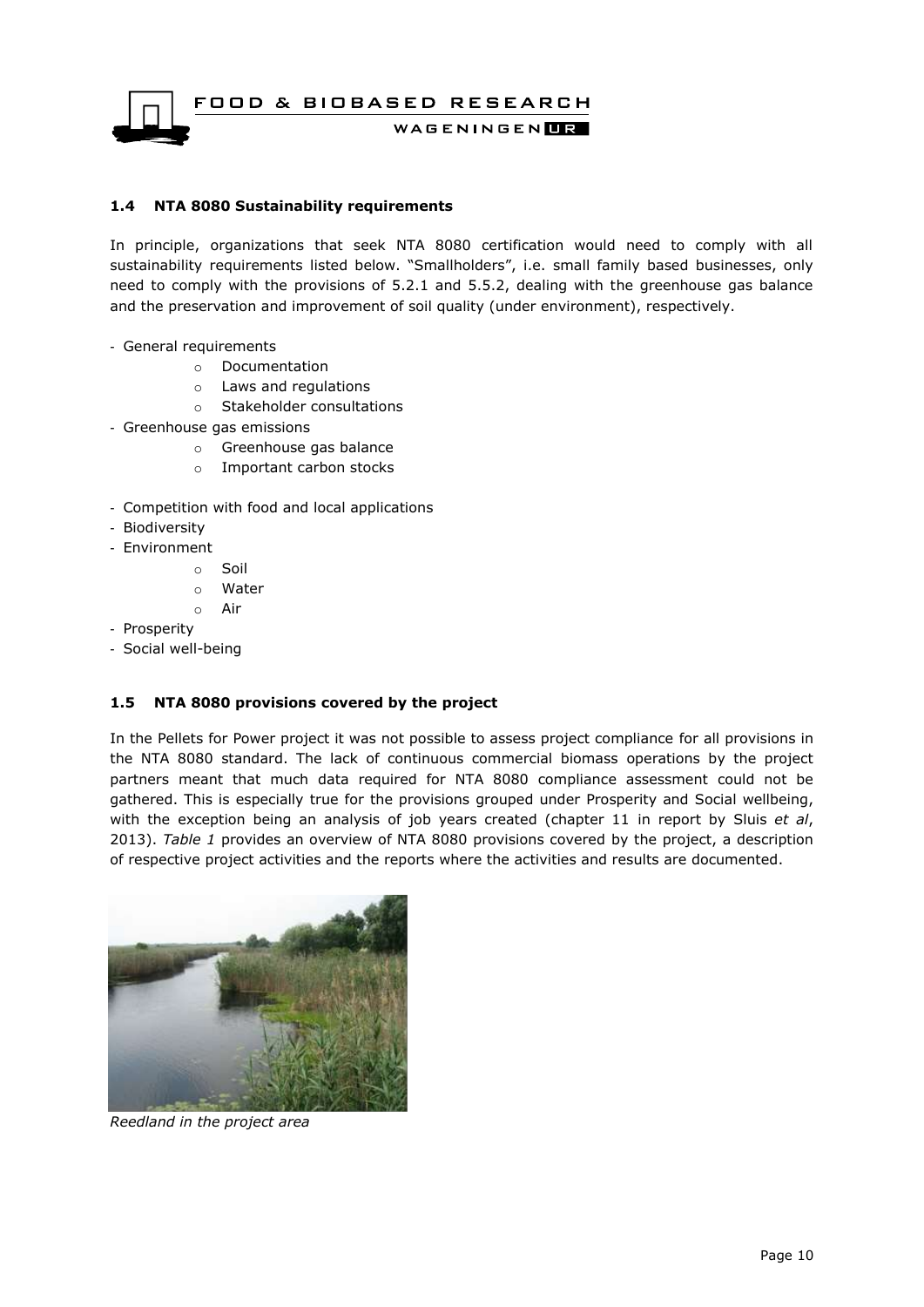### 1.4 NTA 8080 Sustainability requirements

In principle, organizations that seek NTA 8080 certification would need to comply with all sustainability requirements listed below. "Smallholders", i.e. small family based businesses, only need to comply with the provisions of 5.2.1 and 5.5.2, dealing with the greenhouse gas balance and the preservation and improvement of soil quality (under environment), respectively.

- General requirements
  - Documentation
  - Laws and regulations
  - Stakeholder consultations
- Greenhouse gas emissions
  - Greenhouse gas balance
  - Important carbon stocks
- Competition with food and local applications
- Biodiversity
- Environment
  - Soil
  - Water
  - Air
- Prosperity
- Social well-being

### 1.5 NTA 8080 provisions covered by the project

In the Pellets for Power project it was not possible to assess project compliance for all provisions in the NTA 8080 standard. The lack of continuous commercial biomass operations by the project partners meant that much data required for NTA 8080 compliance assessment could not be gathered. This is especially true for the provisions grouped under Prosperity and Social wellbeing, with the exception being an analysis of job years created (chapter 11 in report by Sluis *et al*, 2013). *Table 1* provides an overview of NTA 8080 provisions covered by the project, a description of respective project activities and the reports where the activities and results are documented.

*Reedland in the project area*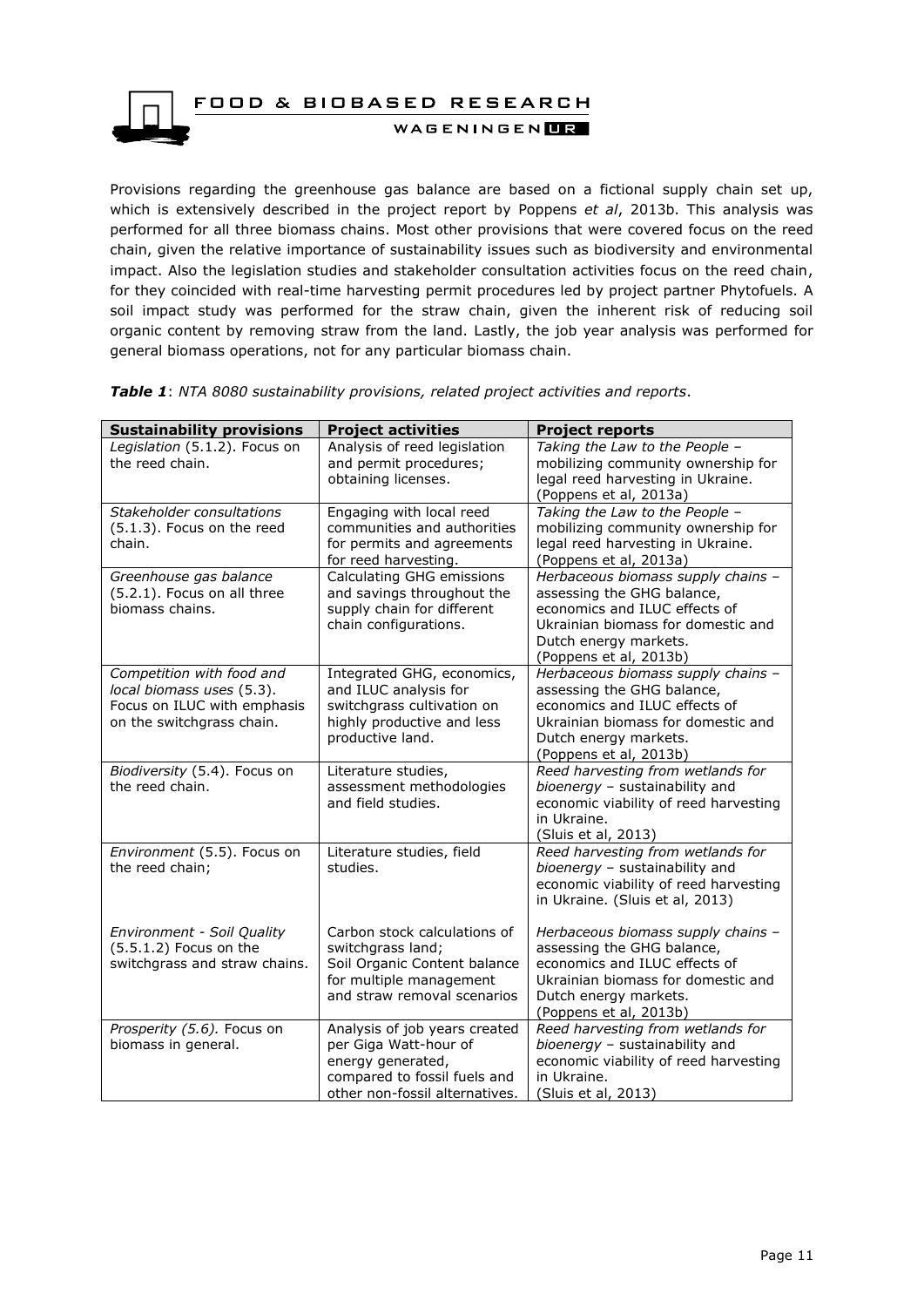Provisions regarding the greenhouse gas balance are based on a fictional supply chain set up, which is extensively described in the project report by Poppens *et al*, 2013b. This analysis was performed for all three biomass chains. Most other provisions that were covered focus on the reed chain, given the relative importance of sustainability issues such as biodiversity and environmental impact. Also the legislation studies and stakeholder consultation activities focus on the reed chain, for they coincided with real-time harvesting permit procedures led by project partner Phytofuels. A soil impact study was performed for the straw chain, given the inherent risk of reducing soil organic content by removing straw from the land. Lastly, the job year analysis was performed for general biomass operations, not for any particular biomass chain.

***Table 1***: *NTA 8080 sustainability provisions, related project activities and reports*.

| **Sustainability provisions** | **Project activities** | **Project reports** |
|---|---|---|
| *Legislation* (5.1.2). Focus on the reed chain. | Analysis of reed legislation and permit procedures; obtaining licenses. | *Taking the Law to the People – mobilizing community ownership for legal reed harvesting in Ukraine.* (Poppens et al, 2013a) |
| *Stakeholder consultations* (5.1.3). Focus on the reed chain. | Engaging with local reed communities and authorities for permits and agreements for reed harvesting. | *Taking the Law to the People – mobilizing community ownership for legal reed harvesting in Ukraine.* (Poppens et al, 2013a) |
| *Greenhouse gas balance* (5.2.1). Focus on all three biomass chains. | Calculating GHG emissions and savings throughout the supply chain for different chain configurations. | *Herbaceous biomass supply chains – assessing the GHG balance, economics and ILUC effects of Ukrainian biomass for domestic and Dutch energy markets.* (Poppens et al, 2013b) |
| *Competition with food and local biomass uses* (5.3). Focus on ILUC with emphasis on the switchgrass chain. | Integrated GHG, economics, and ILUC analysis for switchgrass cultivation on highly productive and less productive land. | *Herbaceous biomass supply chains – assessing the GHG balance, economics and ILUC effects of Ukrainian biomass for domestic and Dutch energy markets.* (Poppens et al, 2013b) |
| *Biodiversity* (5.4). Focus on the reed chain. | Literature studies, assessment methodologies and field studies. | *Reed harvesting from wetlands for bioenergy – sustainability and economic viability of reed harvesting in Ukraine.* (Sluis et al, 2013) |
| *Environment* (5.5). Focus on the reed chain;<br><br>*Environment - Soil Quality* (5.5.1.2) Focus on the switchgrass and straw chains. | Literature studies, field studies.<br><br>Carbon stock calculations of switchgrass land; Soil Organic Content balance for multiple management and straw removal scenarios | *Reed harvesting from wetlands for bioenergy – sustainability and economic viability of reed harvesting in Ukraine.* (Sluis et al, 2013)<br><br>*Herbaceous biomass supply chains – assessing the GHG balance, economics and ILUC effects of Ukrainian biomass for domestic and Dutch energy markets.* (Poppens et al, 2013b) |
| *Prosperity (5.6).* Focus on biomass in general. | Analysis of job years created per Giga Watt-hour of energy generated, compared to fossil fuels and other non-fossil alternatives. | *Reed harvesting from wetlands for bioenergy – sustainability and economic viability of reed harvesting in Ukraine.* (Sluis et al, 2013) |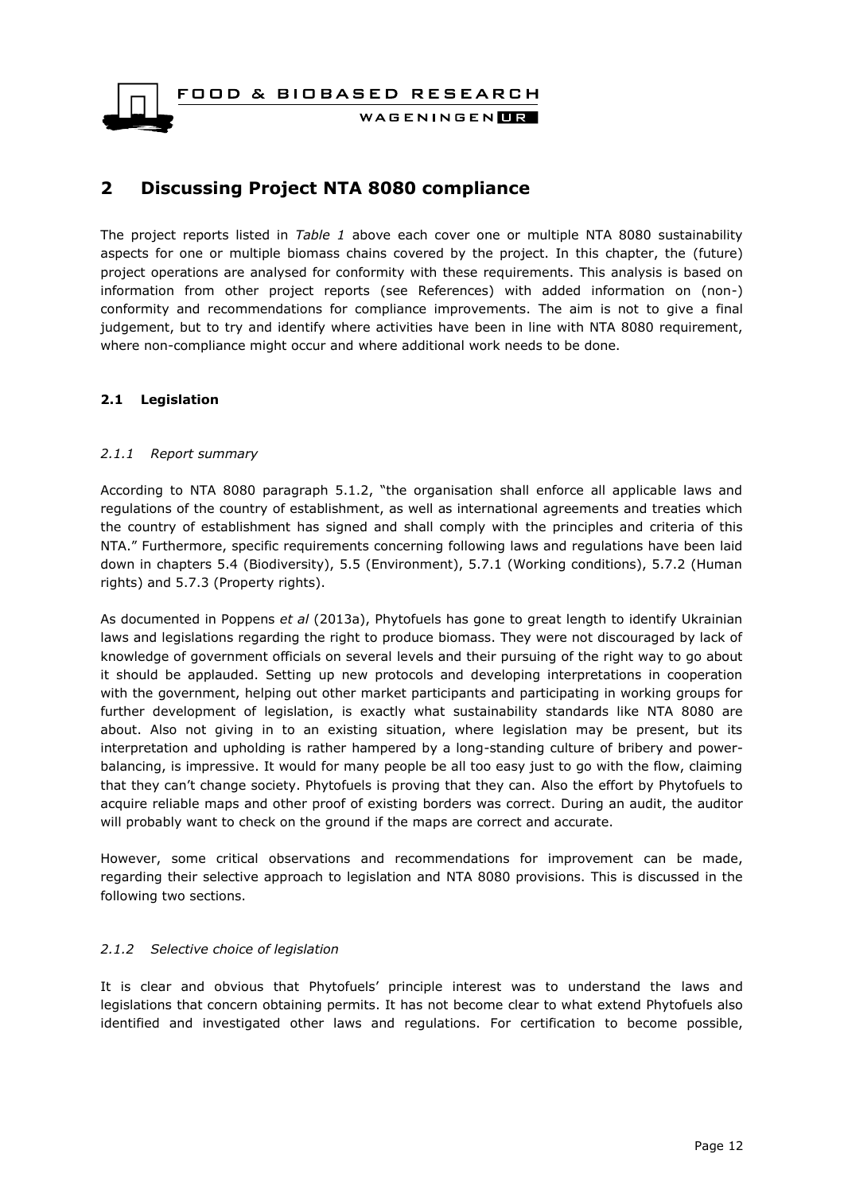## 2 Discussing Project NTA 8080 compliance

The project reports listed in *Table 1* above each cover one or multiple NTA 8080 sustainability aspects for one or multiple biomass chains covered by the project. In this chapter, the (future) project operations are analysed for conformity with these requirements. This analysis is based on information from other project reports (see References) with added information on (non-) conformity and recommendations for compliance improvements. The aim is not to give a final judgement, but to try and identify where activities have been in line with NTA 8080 requirement, where non-compliance might occur and where additional work needs to be done.

### 2.1 Legislation

#### *2.1.1 Report summary*

According to NTA 8080 paragraph 5.1.2, "the organisation shall enforce all applicable laws and regulations of the country of establishment, as well as international agreements and treaties which the country of establishment has signed and shall comply with the principles and criteria of this NTA." Furthermore, specific requirements concerning following laws and regulations have been laid down in chapters 5.4 (Biodiversity), 5.5 (Environment), 5.7.1 (Working conditions), 5.7.2 (Human rights) and 5.7.3 (Property rights).

As documented in Poppens *et al* (2013a), Phytofuels has gone to great length to identify Ukrainian laws and legislations regarding the right to produce biomass. They were not discouraged by lack of knowledge of government officials on several levels and their pursuing of the right way to go about it should be applauded. Setting up new protocols and developing interpretations in cooperation with the government, helping out other market participants and participating in working groups for further development of legislation, is exactly what sustainability standards like NTA 8080 are about. Also not giving in to an existing situation, where legislation may be present, but its interpretation and upholding is rather hampered by a long-standing culture of bribery and power-balancing, is impressive. It would for many people be all too easy just to go with the flow, claiming that they can't change society. Phytofuels is proving that they can. Also the effort by Phytofuels to acquire reliable maps and other proof of existing borders was correct. During an audit, the auditor will probably want to check on the ground if the maps are correct and accurate.

However, some critical observations and recommendations for improvement can be made, regarding their selective approach to legislation and NTA 8080 provisions. This is discussed in the following two sections.

#### *2.1.2 Selective choice of legislation*

It is clear and obvious that Phytofuels' principle interest was to understand the laws and legislations that concern obtaining permits. It has not become clear to what extend Phytofuels also identified and investigated other laws and regulations. For certification to become possible,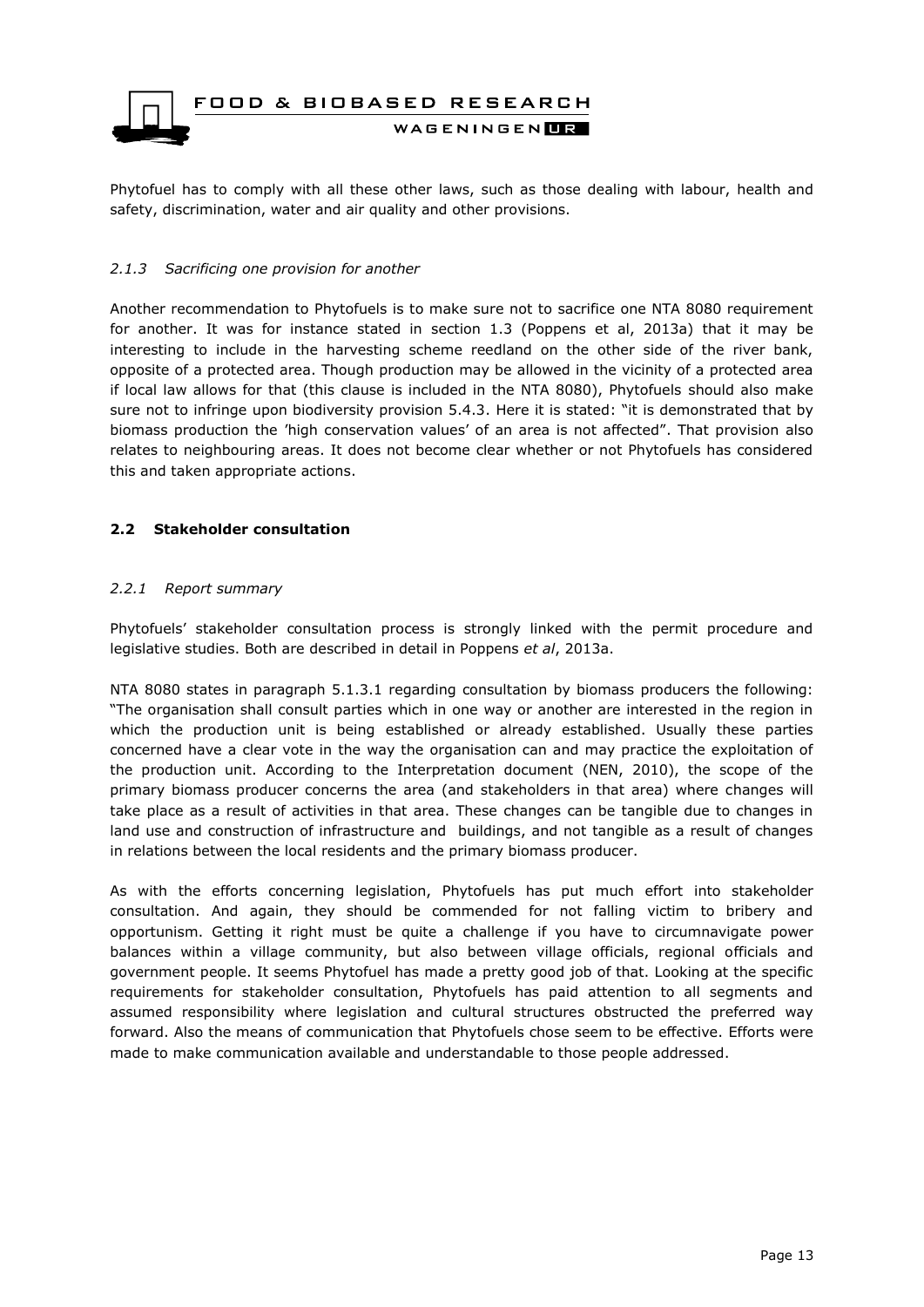Phytofuel has to comply with all these other laws, such as those dealing with labour, health and safety, discrimination, water and air quality and other provisions.

### *2.1.3 Sacrificing one provision for another*

Another recommendation to Phytofuels is to make sure not to sacrifice one NTA 8080 requirement for another. It was for instance stated in section 1.3 (Poppens et al, 2013a) that it may be interesting to include in the harvesting scheme reedland on the other side of the river bank, opposite of a protected area. Though production may be allowed in the vicinity of a protected area if local law allows for that (this clause is included in the NTA 8080), Phytofuels should also make sure not to infringe upon biodiversity provision 5.4.3. Here it is stated: "it is demonstrated that by biomass production the 'high conservation values' of an area is not affected". That provision also relates to neighbouring areas. It does not become clear whether or not Phytofuels has considered this and taken appropriate actions.

## 2.2 Stakeholder consultation

### *2.2.1 Report summary*

Phytofuels' stakeholder consultation process is strongly linked with the permit procedure and legislative studies. Both are described in detail in Poppens *et al*, 2013a.

NTA 8080 states in paragraph 5.1.3.1 regarding consultation by biomass producers the following: "The organisation shall consult parties which in one way or another are interested in the region in which the production unit is being established or already established. Usually these parties concerned have a clear vote in the way the organisation can and may practice the exploitation of the production unit. According to the Interpretation document (NEN, 2010), the scope of the primary biomass producer concerns the area (and stakeholders in that area) where changes will take place as a result of activities in that area. These changes can be tangible due to changes in land use and construction of infrastructure and buildings, and not tangible as a result of changes in relations between the local residents and the primary biomass producer.

As with the efforts concerning legislation, Phytofuels has put much effort into stakeholder consultation. And again, they should be commended for not falling victim to bribery and opportunism. Getting it right must be quite a challenge if you have to circumnavigate power balances within a village community, but also between village officials, regional officials and government people. It seems Phytofuel has made a pretty good job of that. Looking at the specific requirements for stakeholder consultation, Phytofuels has paid attention to all segments and assumed responsibility where legislation and cultural structures obstructed the preferred way forward. Also the means of communication that Phytofuels chose seem to be effective. Efforts were made to make communication available and understandable to those people addressed.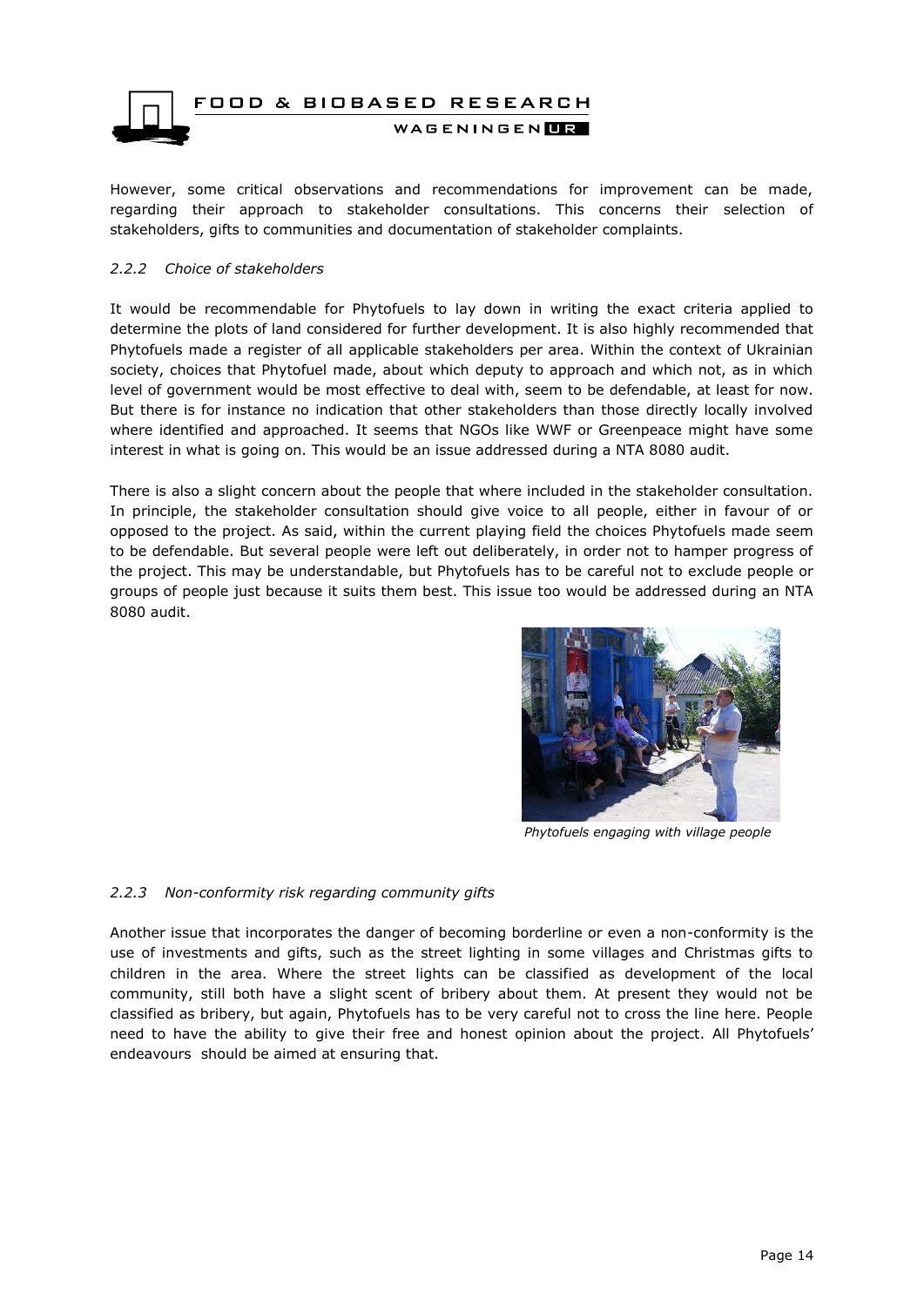However, some critical observations and recommendations for improvement can be made, regarding their approach to stakeholder consultations. This concerns their selection of stakeholders, gifts to communities and documentation of stakeholder complaints.

### *2.2.2 Choice of stakeholders*

It would be recommendable for Phytofuels to lay down in writing the exact criteria applied to determine the plots of land considered for further development. It is also highly recommended that Phytofuels made a register of all applicable stakeholders per area. Within the context of Ukrainian society, choices that Phytofuel made, about which deputy to approach and which not, as in which level of government would be most effective to deal with, seem to be defendable, at least for now. But there is for instance no indication that other stakeholders than those directly locally involved where identified and approached. It seems that NGOs like WWF or Greenpeace might have some interest in what is going on. This would be an issue addressed during a NTA 8080 audit.

There is also a slight concern about the people that where included in the stakeholder consultation. In principle, the stakeholder consultation should give voice to all people, either in favour of or opposed to the project. As said, within the current playing field the choices Phytofuels made seem to be defendable. But several people were left out deliberately, in order not to hamper progress of the project. This may be understandable, but Phytofuels has to be careful not to exclude people or groups of people just because it suits them best. This issue too would be addressed during an NTA 8080 audit.

*Phytofuels engaging with village people*

### *2.2.3 Non-conformity risk regarding community gifts*

Another issue that incorporates the danger of becoming borderline or even a non-conformity is the use of investments and gifts, such as the street lighting in some villages and Christmas gifts to children in the area. Where the street lights can be classified as development of the local community, still both have a slight scent of bribery about them. At present they would not be classified as bribery, but again, Phytofuels has to be very careful not to cross the line here. People need to have the ability to give their free and honest opinion about the project. All Phytofuels' endeavours should be aimed at ensuring that.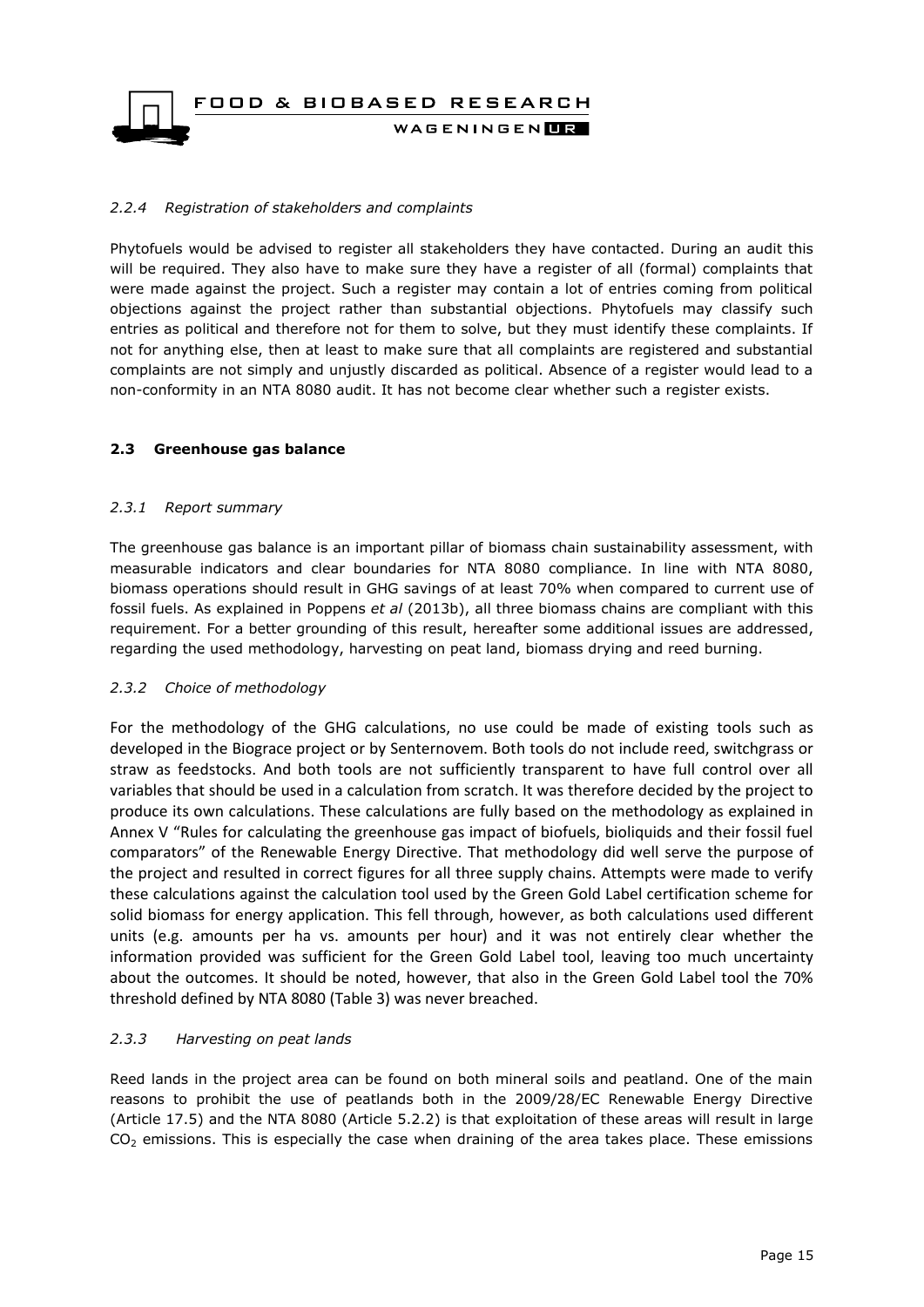### *2.2.4 Registration of stakeholders and complaints*

Phytofuels would be advised to register all stakeholders they have contacted. During an audit this will be required. They also have to make sure they have a register of all (formal) complaints that were made against the project. Such a register may contain a lot of entries coming from political objections against the project rather than substantial objections. Phytofuels may classify such entries as political and therefore not for them to solve, but they must identify these complaints. If not for anything else, then at least to make sure that all complaints are registered and substantial complaints are not simply and unjustly discarded as political. Absence of a register would lead to a non-conformity in an NTA 8080 audit. It has not become clear whether such a register exists.

## **2.3 Greenhouse gas balance**

### *2.3.1 Report summary*

The greenhouse gas balance is an important pillar of biomass chain sustainability assessment, with measurable indicators and clear boundaries for NTA 8080 compliance. In line with NTA 8080, biomass operations should result in GHG savings of at least 70% when compared to current use of fossil fuels. As explained in Poppens *et al* (2013b), all three biomass chains are compliant with this requirement. For a better grounding of this result, hereafter some additional issues are addressed, regarding the used methodology, harvesting on peat land, biomass drying and reed burning.

### *2.3.2 Choice of methodology*

For the methodology of the GHG calculations, no use could be made of existing tools such as developed in the Biograce project or by Senternovem. Both tools do not include reed, switchgrass or straw as feedstocks. And both tools are not sufficiently transparent to have full control over all variables that should be used in a calculation from scratch. It was therefore decided by the project to produce its own calculations. These calculations are fully based on the methodology as explained in Annex V "Rules for calculating the greenhouse gas impact of biofuels, bioliquids and their fossil fuel comparators" of the Renewable Energy Directive. That methodology did well serve the purpose of the project and resulted in correct figures for all three supply chains. Attempts were made to verify these calculations against the calculation tool used by the Green Gold Label certification scheme for solid biomass for energy application. This fell through, however, as both calculations used different units (e.g. amounts per ha vs. amounts per hour) and it was not entirely clear whether the information provided was sufficient for the Green Gold Label tool, leaving too much uncertainty about the outcomes. It should be noted, however, that also in the Green Gold Label tool the 70% threshold defined by NTA 8080 (Table 3) was never breached.

### *2.3.3 Harvesting on peat lands*

Reed lands in the project area can be found on both mineral soils and peatland. One of the main reasons to prohibit the use of peatlands both in the 2009/28/EC Renewable Energy Directive (Article 17.5) and the NTA 8080 (Article 5.2.2) is that exploitation of these areas will result in large $CO_2$ emissions. This is especially the case when draining of the area takes place. These emissions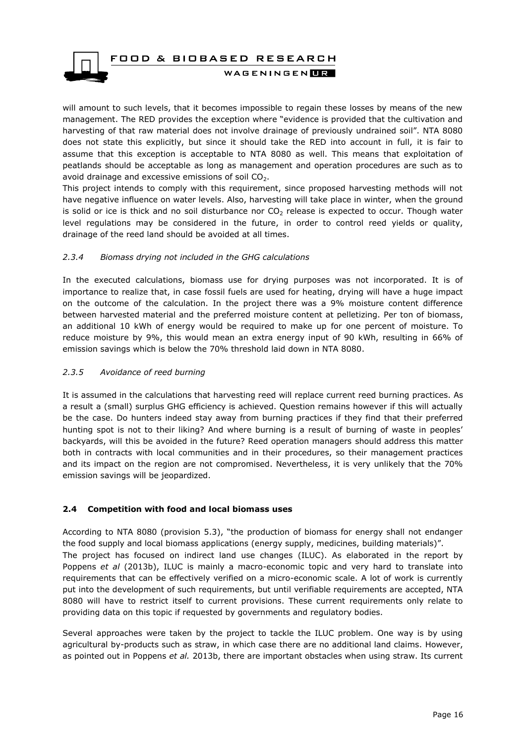will amount to such levels, that it becomes impossible to regain these losses by means of the new management. The RED provides the exception where "evidence is provided that the cultivation and harvesting of that raw material does not involve drainage of previously undrained soil". NTA 8080 does not state this explicitly, but since it should take the RED into account in full, it is fair to assume that this exception is acceptable to NTA 8080 as well. This means that exploitation of peatlands should be acceptable as long as management and operation procedures are such as to avoid drainage and excessive emissions of soil $CO_2$.

This project intends to comply with this requirement, since proposed harvesting methods will not have negative influence on water levels. Also, harvesting will take place in winter, when the ground is solid or ice is thick and no soil disturbance nor $CO_2$ release is expected to occur. Though water level regulations may be considered in the future, in order to control reed yields or quality, drainage of the reed land should be avoided at all times.

### *2.3.4 Biomass drying not included in the GHG calculations*

In the executed calculations, biomass use for drying purposes was not incorporated. It is of importance to realize that, in case fossil fuels are used for heating, drying will have a huge impact on the outcome of the calculation. In the project there was a 9% moisture content difference between harvested material and the preferred moisture content at pelletizing. Per ton of biomass, an additional 10 kWh of energy would be required to make up for one percent of moisture. To reduce moisture by 9%, this would mean an extra energy input of 90 kWh, resulting in 66% of emission savings which is below the 70% threshold laid down in NTA 8080.

### *2.3.5 Avoidance of reed burning*

It is assumed in the calculations that harvesting reed will replace current reed burning practices. As a result a (small) surplus GHG efficiency is achieved. Question remains however if this will actually be the case. Do hunters indeed stay away from burning practices if they find that their preferred hunting spot is not to their liking? And where burning is a result of burning of waste in peoples' backyards, will this be avoided in the future? Reed operation managers should address this matter both in contracts with local communities and in their procedures, so their management practices and its impact on the region are not compromised. Nevertheless, it is very unlikely that the 70% emission savings will be jeopardized.

## **2.4 Competition with food and local biomass uses**

According to NTA 8080 (provision 5.3), "the production of biomass for energy shall not endanger the food supply and local biomass applications (energy supply, medicines, building materials)".

The project has focused on indirect land use changes (ILUC). As elaborated in the report by Poppens *et al* (2013b), ILUC is mainly a macro-economic topic and very hard to translate into requirements that can be effectively verified on a micro-economic scale. A lot of work is currently put into the development of such requirements, but until verifiable requirements are accepted, NTA 8080 will have to restrict itself to current provisions. These current requirements only relate to providing data on this topic if requested by governments and regulatory bodies.

Several approaches were taken by the project to tackle the ILUC problem. One way is by using agricultural by-products such as straw, in which case there are no additional land claims. However, as pointed out in Poppens *et al.* 2013b, there are important obstacles when using straw. Its current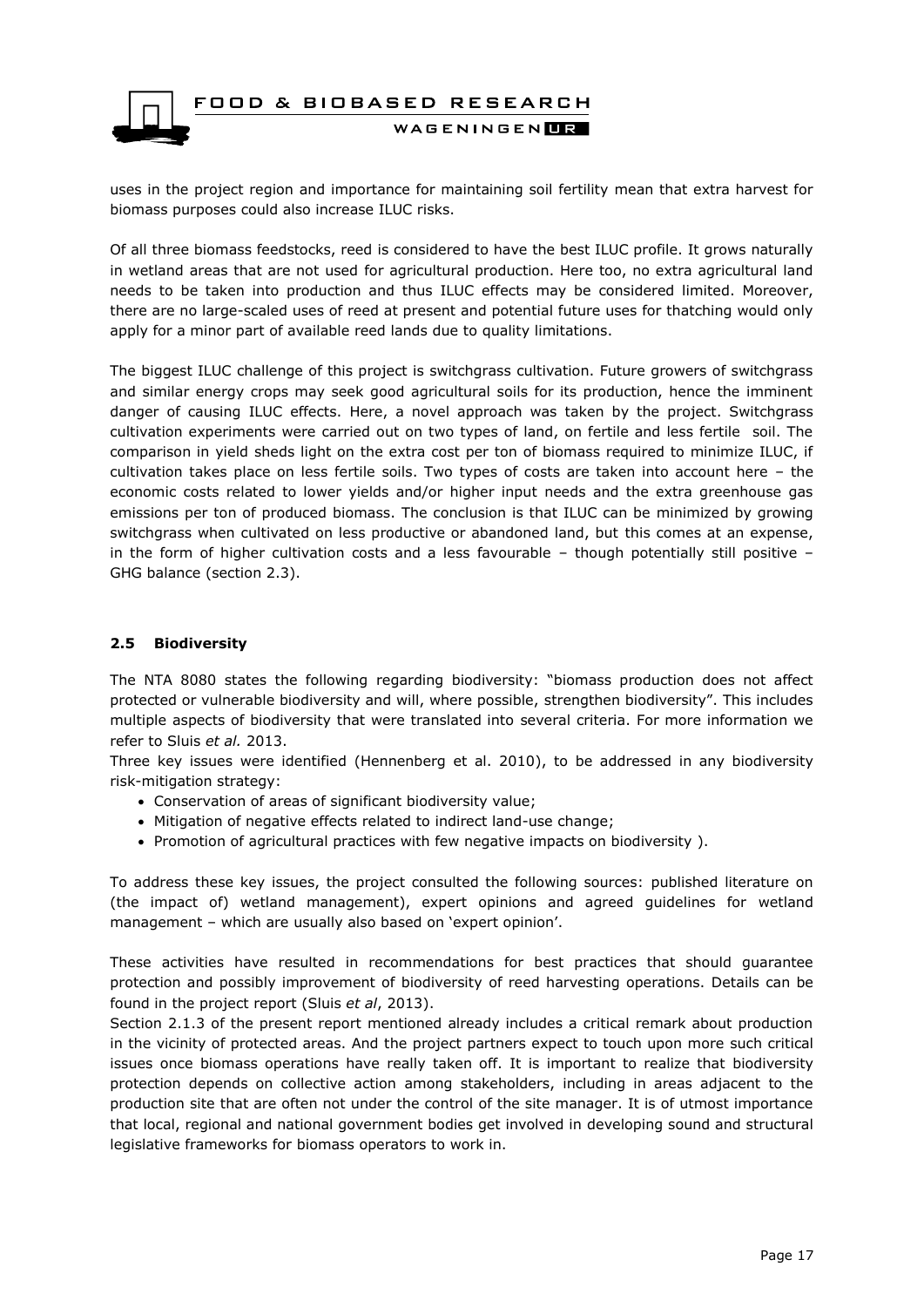uses in the project region and importance for maintaining soil fertility mean that extra harvest for biomass purposes could also increase ILUC risks.

Of all three biomass feedstocks, reed is considered to have the best ILUC profile. It grows naturally in wetland areas that are not used for agricultural production. Here too, no extra agricultural land needs to be taken into production and thus ILUC effects may be considered limited. Moreover, there are no large-scaled uses of reed at present and potential future uses for thatching would only apply for a minor part of available reed lands due to quality limitations.

The biggest ILUC challenge of this project is switchgrass cultivation. Future growers of switchgrass and similar energy crops may seek good agricultural soils for its production, hence the imminent danger of causing ILUC effects. Here, a novel approach was taken by the project. Switchgrass cultivation experiments were carried out on two types of land, on fertile and less fertile soil. The comparison in yield sheds light on the extra cost per ton of biomass required to minimize ILUC, if cultivation takes place on less fertile soils. Two types of costs are taken into account here – the economic costs related to lower yields and/or higher input needs and the extra greenhouse gas emissions per ton of produced biomass. The conclusion is that ILUC can be minimized by growing switchgrass when cultivated on less productive or abandoned land, but this comes at an expense, in the form of higher cultivation costs and a less favourable – though potentially still positive – GHG balance (section 2.3).

### 2.5 Biodiversity

The NTA 8080 states the following regarding biodiversity: "biomass production does not affect protected or vulnerable biodiversity and will, where possible, strengthen biodiversity". This includes multiple aspects of biodiversity that were translated into several criteria. For more information we refer to Sluis *et al.* 2013.

Three key issues were identified (Hennenberg et al. 2010), to be addressed in any biodiversity risk-mitigation strategy:

- Conservation of areas of significant biodiversity value;
- Mitigation of negative effects related to indirect land-use change;
- Promotion of agricultural practices with few negative impacts on biodiversity ).

To address these key issues, the project consulted the following sources: published literature on (the impact of) wetland management), expert opinions and agreed guidelines for wetland management – which are usually also based on 'expert opinion'.

These activities have resulted in recommendations for best practices that should guarantee protection and possibly improvement of biodiversity of reed harvesting operations. Details can be found in the project report (Sluis *et al*, 2013).

Section 2.1.3 of the present report mentioned already includes a critical remark about production in the vicinity of protected areas. And the project partners expect to touch upon more such critical issues once biomass operations have really taken off. It is important to realize that biodiversity protection depends on collective action among stakeholders, including in areas adjacent to the production site that are often not under the control of the site manager. It is of utmost importance that local, regional and national government bodies get involved in developing sound and structural legislative frameworks for biomass operators to work in.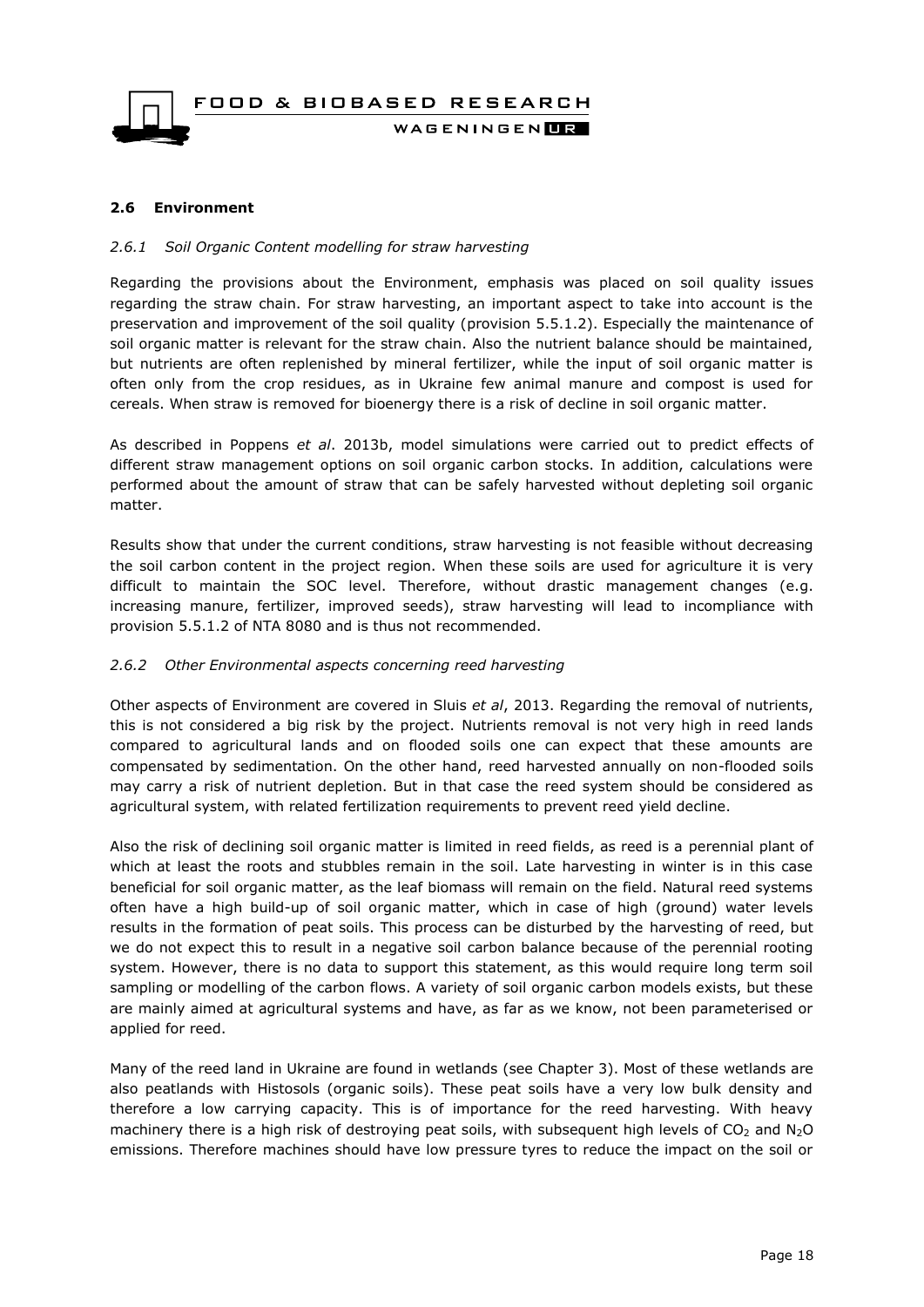## 2.6 Environment

### *2.6.1 Soil Organic Content modelling for straw harvesting*

Regarding the provisions about the Environment, emphasis was placed on soil quality issues regarding the straw chain. For straw harvesting, an important aspect to take into account is the preservation and improvement of the soil quality (provision 5.5.1.2). Especially the maintenance of soil organic matter is relevant for the straw chain. Also the nutrient balance should be maintained, but nutrients are often replenished by mineral fertilizer, while the input of soil organic matter is often only from the crop residues, as in Ukraine few animal manure and compost is used for cereals. When straw is removed for bioenergy there is a risk of decline in soil organic matter.

As described in Poppens *et al*. 2013b, model simulations were carried out to predict effects of different straw management options on soil organic carbon stocks. In addition, calculations were performed about the amount of straw that can be safely harvested without depleting soil organic matter.

Results show that under the current conditions, straw harvesting is not feasible without decreasing the soil carbon content in the project region. When these soils are used for agriculture it is very difficult to maintain the SOC level. Therefore, without drastic management changes (e.g. increasing manure, fertilizer, improved seeds), straw harvesting will lead to incompliance with provision 5.5.1.2 of NTA 8080 and is thus not recommended.

### *2.6.2 Other Environmental aspects concerning reed harvesting*

Other aspects of Environment are covered in Sluis *et al*, 2013. Regarding the removal of nutrients, this is not considered a big risk by the project. Nutrients removal is not very high in reed lands compared to agricultural lands and on flooded soils one can expect that these amounts are compensated by sedimentation. On the other hand, reed harvested annually on non-flooded soils may carry a risk of nutrient depletion. But in that case the reed system should be considered as agricultural system, with related fertilization requirements to prevent reed yield decline.

Also the risk of declining soil organic matter is limited in reed fields, as reed is a perennial plant of which at least the roots and stubbles remain in the soil. Late harvesting in winter is in this case beneficial for soil organic matter, as the leaf biomass will remain on the field. Natural reed systems often have a high build-up of soil organic matter, which in case of high (ground) water levels results in the formation of peat soils. This process can be disturbed by the harvesting of reed, but we do not expect this to result in a negative soil carbon balance because of the perennial rooting system. However, there is no data to support this statement, as this would require long term soil sampling or modelling of the carbon flows. A variety of soil organic carbon models exists, but these are mainly aimed at agricultural systems and have, as far as we know, not been parameterised or applied for reed.

Many of the reed land in Ukraine are found in wetlands (see Chapter 3). Most of these wetlands are also peatlands with Histosols (organic soils). These peat soils have a very low bulk density and therefore a low carrying capacity. This is of importance for the reed harvesting. With heavy machinery there is a high risk of destroying peat soils, with subsequent high levels of $CO_2$ and $N_2O$ emissions. Therefore machines should have low pressure tyres to reduce the impact on the soil or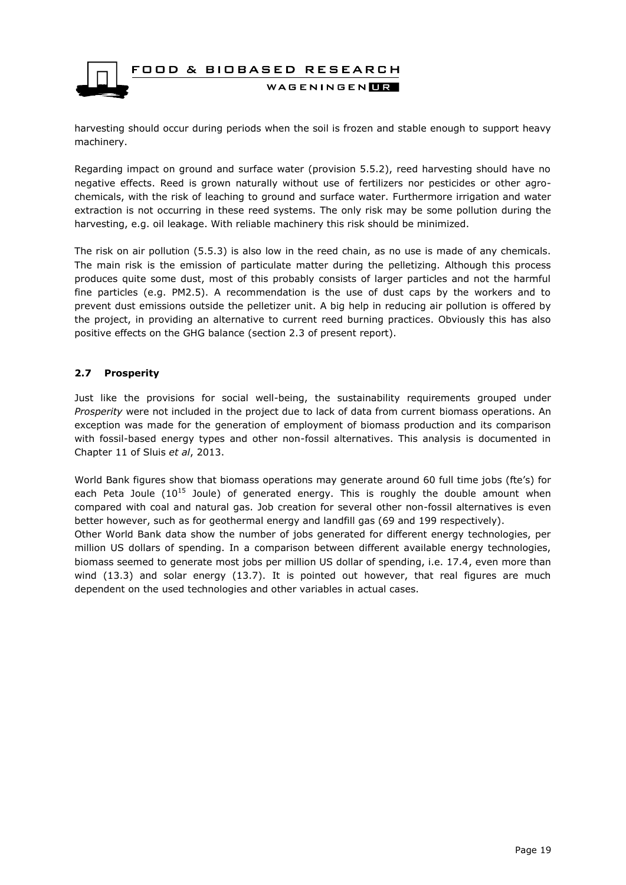harvesting should occur during periods when the soil is frozen and stable enough to support heavy machinery.

Regarding impact on ground and surface water (provision 5.5.2), reed harvesting should have no negative effects. Reed is grown naturally without use of fertilizers nor pesticides or other agro-chemicals, with the risk of leaching to ground and surface water. Furthermore irrigation and water extraction is not occurring in these reed systems. The only risk may be some pollution during the harvesting, e.g. oil leakage. With reliable machinery this risk should be minimized.

The risk on air pollution (5.5.3) is also low in the reed chain, as no use is made of any chemicals. The main risk is the emission of particulate matter during the pelletizing. Although this process produces quite some dust, most of this probably consists of larger particles and not the harmful fine particles (e.g. PM2.5). A recommendation is the use of dust caps by the workers and to prevent dust emissions outside the pelletizer unit. A big help in reducing air pollution is offered by the project, in providing an alternative to current reed burning practices. Obviously this has also positive effects on the GHG balance (section 2.3 of present report).

## 2.7 Prosperity

Just like the provisions for social well-being, the sustainability requirements grouped under *Prosperity* were not included in the project due to lack of data from current biomass operations. An exception was made for the generation of employment of biomass production and its comparison with fossil-based energy types and other non-fossil alternatives. This analysis is documented in Chapter 11 of Sluis *et al*, 2013.

World Bank figures show that biomass operations may generate around 60 full time jobs (fte's) for each Peta Joule ($10^{15}$ Joule) of generated energy. This is roughly the double amount when compared with coal and natural gas. Job creation for several other non-fossil alternatives is even better however, such as for geothermal energy and landfill gas (69 and 199 respectively).
Other World Bank data show the number of jobs generated for different energy technologies, per million US dollars of spending. In a comparison between different available energy technologies, biomass seemed to generate most jobs per million US dollar of spending, i.e. 17.4, even more than wind (13.3) and solar energy (13.7). It is pointed out however, that real figures are much dependent on the used technologies and other variables in actual cases.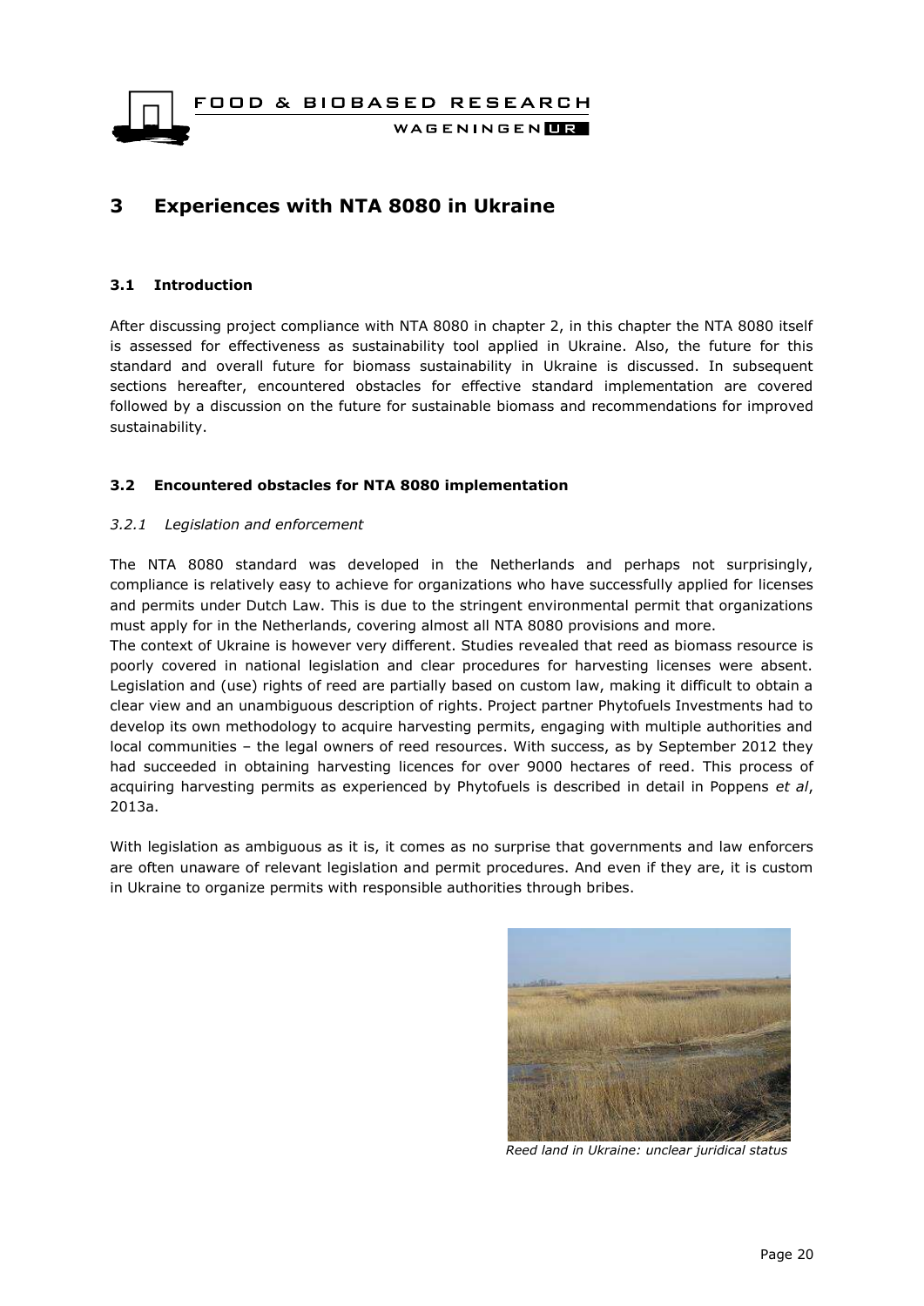# 3 Experiences with NTA 8080 in Ukraine

## 3.1 Introduction

After discussing project compliance with NTA 8080 in chapter 2, in this chapter the NTA 8080 itself is assessed for effectiveness as sustainability tool applied in Ukraine. Also, the future for this standard and overall future for biomass sustainability in Ukraine is discussed. In subsequent sections hereafter, encountered obstacles for effective standard implementation are covered followed by a discussion on the future for sustainable biomass and recommendations for improved sustainability.

## 3.2 Encountered obstacles for NTA 8080 implementation

### *3.2.1 Legislation and enforcement*

The NTA 8080 standard was developed in the Netherlands and perhaps not surprisingly, compliance is relatively easy to achieve for organizations who have successfully applied for licenses and permits under Dutch Law. This is due to the stringent environmental permit that organizations must apply for in the Netherlands, covering almost all NTA 8080 provisions and more.

The context of Ukraine is however very different. Studies revealed that reed as biomass resource is poorly covered in national legislation and clear procedures for harvesting licenses were absent. Legislation and (use) rights of reed are partially based on custom law, making it difficult to obtain a clear view and an unambiguous description of rights. Project partner Phytofuels Investments had to develop its own methodology to acquire harvesting permits, engaging with multiple authorities and local communities – the legal owners of reed resources. With success, as by September 2012 they had succeeded in obtaining harvesting licences for over 9000 hectares of reed. This process of acquiring harvesting permits as experienced by Phytofuels is described in detail in Poppens *et al*, 2013a.

With legislation as ambiguous as it is, it comes as no surprise that governments and law enforcers are often unaware of relevant legislation and permit procedures. And even if they are, it is custom in Ukraine to organize permits with responsible authorities through bribes.

*Reed land in Ukraine: unclear juridical status*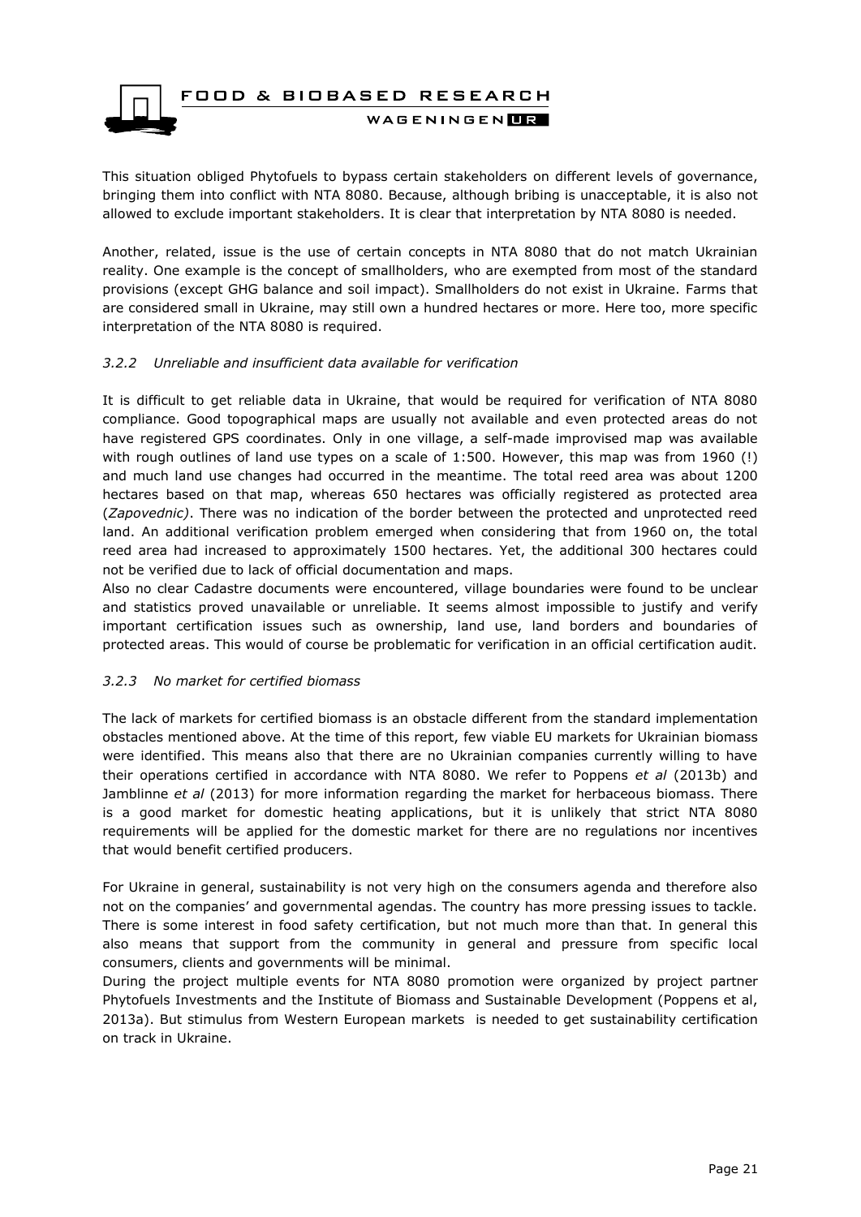This situation obliged Phytofuels to bypass certain stakeholders on different levels of governance, bringing them into conflict with NTA 8080. Because, although bribing is unacceptable, it is also not allowed to exclude important stakeholders. It is clear that interpretation by NTA 8080 is needed.

Another, related, issue is the use of certain concepts in NTA 8080 that do not match Ukrainian reality. One example is the concept of smallholders, who are exempted from most of the standard provisions (except GHG balance and soil impact). Smallholders do not exist in Ukraine. Farms that are considered small in Ukraine, may still own a hundred hectares or more. Here too, more specific interpretation of the NTA 8080 is required.

### *3.2.2 Unreliable and insufficient data available for verification*

It is difficult to get reliable data in Ukraine, that would be required for verification of NTA 8080 compliance. Good topographical maps are usually not available and even protected areas do not have registered GPS coordinates. Only in one village, a self-made improvised map was available with rough outlines of land use types on a scale of 1:500. However, this map was from 1960 (!) and much land use changes had occurred in the meantime. The total reed area was about 1200 hectares based on that map, whereas 650 hectares was officially registered as protected area (*Zapovednic)*. There was no indication of the border between the protected and unprotected reed land. An additional verification problem emerged when considering that from 1960 on, the total reed area had increased to approximately 1500 hectares. Yet, the additional 300 hectares could not be verified due to lack of official documentation and maps.

Also no clear Cadastre documents were encountered, village boundaries were found to be unclear and statistics proved unavailable or unreliable. It seems almost impossible to justify and verify important certification issues such as ownership, land use, land borders and boundaries of protected areas. This would of course be problematic for verification in an official certification audit.

### *3.2.3 No market for certified biomass*

The lack of markets for certified biomass is an obstacle different from the standard implementation obstacles mentioned above. At the time of this report, few viable EU markets for Ukrainian biomass were identified. This means also that there are no Ukrainian companies currently willing to have their operations certified in accordance with NTA 8080. We refer to Poppens *et al* (2013b) and Jamblinne *et al* (2013) for more information regarding the market for herbaceous biomass. There is a good market for domestic heating applications, but it is unlikely that strict NTA 8080 requirements will be applied for the domestic market for there are no regulations nor incentives that would benefit certified producers.

For Ukraine in general, sustainability is not very high on the consumers agenda and therefore also not on the companies' and governmental agendas. The country has more pressing issues to tackle. There is some interest in food safety certification, but not much more than that. In general this also means that support from the community in general and pressure from specific local consumers, clients and governments will be minimal.

During the project multiple events for NTA 8080 promotion were organized by project partner Phytofuels Investments and the Institute of Biomass and Sustainable Development (Poppens et al, 2013a). But stimulus from Western European markets is needed to get sustainability certification on track in Ukraine.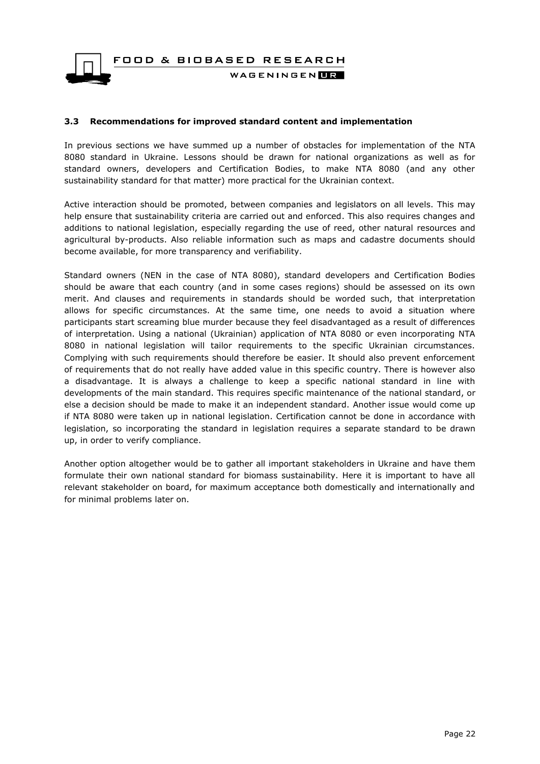### 3.3 Recommendations for improved standard content and implementation

In previous sections we have summed up a number of obstacles for implementation of the NTA 8080 standard in Ukraine. Lessons should be drawn for national organizations as well as for standard owners, developers and Certification Bodies, to make NTA 8080 (and any other sustainability standard for that matter) more practical for the Ukrainian context.

Active interaction should be promoted, between companies and legislators on all levels. This may help ensure that sustainability criteria are carried out and enforced. This also requires changes and additions to national legislation, especially regarding the use of reed, other natural resources and agricultural by-products. Also reliable information such as maps and cadastre documents should become available, for more transparency and verifiability.

Standard owners (NEN in the case of NTA 8080), standard developers and Certification Bodies should be aware that each country (and in some cases regions) should be assessed on its own merit. And clauses and requirements in standards should be worded such, that interpretation allows for specific circumstances. At the same time, one needs to avoid a situation where participants start screaming blue murder because they feel disadvantaged as a result of differences of interpretation. Using a national (Ukrainian) application of NTA 8080 or even incorporating NTA 8080 in national legislation will tailor requirements to the specific Ukrainian circumstances. Complying with such requirements should therefore be easier. It should also prevent enforcement of requirements that do not really have added value in this specific country. There is however also a disadvantage. It is always a challenge to keep a specific national standard in line with developments of the main standard. This requires specific maintenance of the national standard, or else a decision should be made to make it an independent standard. Another issue would come up if NTA 8080 were taken up in national legislation. Certification cannot be done in accordance with legislation, so incorporating the standard in legislation requires a separate standard to be drawn up, in order to verify compliance.

Another option altogether would be to gather all important stakeholders in Ukraine and have them formulate their own national standard for biomass sustainability. Here it is important to have all relevant stakeholder on board, for maximum acceptance both domestically and internationally and for minimal problems later on.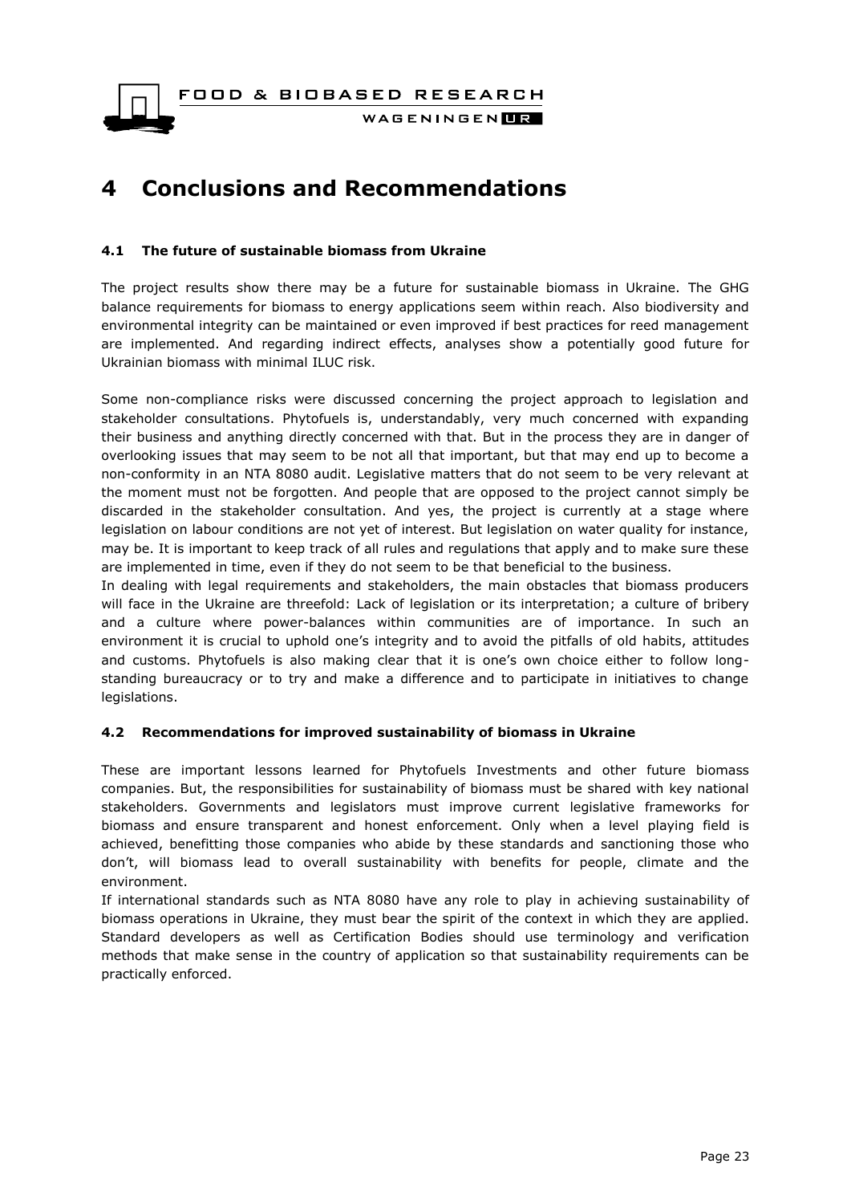# 4 Conclusions and Recommendations

### 4.1 The future of sustainable biomass from Ukraine

The project results show there may be a future for sustainable biomass in Ukraine. The GHG balance requirements for biomass to energy applications seem within reach. Also biodiversity and environmental integrity can be maintained or even improved if best practices for reed management are implemented. And regarding indirect effects, analyses show a potentially good future for Ukrainian biomass with minimal ILUC risk.

Some non-compliance risks were discussed concerning the project approach to legislation and stakeholder consultations. Phytofuels is, understandably, very much concerned with expanding their business and anything directly concerned with that. But in the process they are in danger of overlooking issues that may seem to be not all that important, but that may end up to become a non-conformity in an NTA 8080 audit. Legislative matters that do not seem to be very relevant at the moment must not be forgotten. And people that are opposed to the project cannot simply be discarded in the stakeholder consultation. And yes, the project is currently at a stage where legislation on labour conditions are not yet of interest. But legislation on water quality for instance, may be. It is important to keep track of all rules and regulations that apply and to make sure these are implemented in time, even if they do not seem to be that beneficial to the business.

In dealing with legal requirements and stakeholders, the main obstacles that biomass producers will face in the Ukraine are threefold: Lack of legislation or its interpretation; a culture of bribery and a culture where power-balances within communities are of importance. In such an environment it is crucial to uphold one's integrity and to avoid the pitfalls of old habits, attitudes and customs. Phytofuels is also making clear that it is one's own choice either to follow long-standing bureaucracy or to try and make a difference and to participate in initiatives to change legislations.

### 4.2 Recommendations for improved sustainability of biomass in Ukraine

These are important lessons learned for Phytofuels Investments and other future biomass companies. But, the responsibilities for sustainability of biomass must be shared with key national stakeholders. Governments and legislators must improve current legislative frameworks for biomass and ensure transparent and honest enforcement. Only when a level playing field is achieved, benefitting those companies who abide by these standards and sanctioning those who don't, will biomass lead to overall sustainability with benefits for people, climate and the environment.

If international standards such as NTA 8080 have any role to play in achieving sustainability of biomass operations in Ukraine, they must bear the spirit of the context in which they are applied. Standard developers as well as Certification Bodies should use terminology and verification methods that make sense in the country of application so that sustainability requirements can be practically enforced.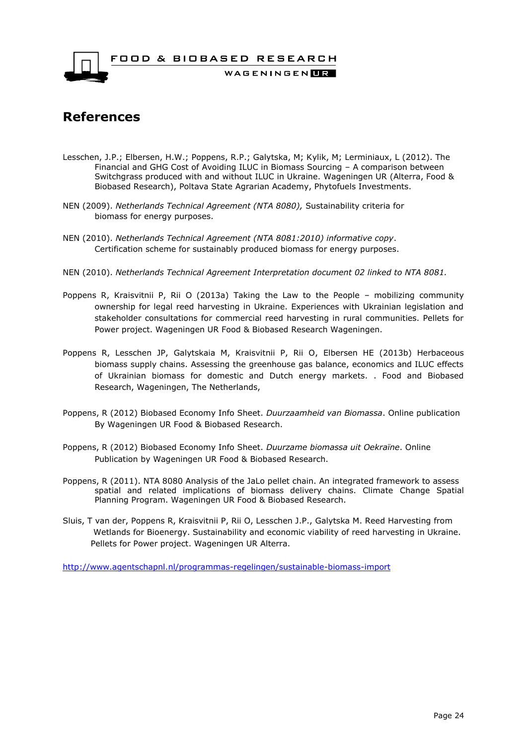# References

Lesschen, J.P.; Elbersen, H.W.; Poppens, R.P.; Galytska, M; Kylik, M; Lerminiaux, L (2012). The Financial and GHG Cost of Avoiding ILUC in Biomass Sourcing – A comparison between Switchgrass produced with and without ILUC in Ukraine. Wageningen UR (Alterra, Food & Biobased Research), Poltava State Agrarian Academy, Phytofuels Investments.

NEN (2009). *Netherlands Technical Agreement (NTA 8080),* Sustainability criteria for biomass for energy purposes.

NEN (2010). *Netherlands Technical Agreement (NTA 8081:2010) informative copy*. Certification scheme for sustainably produced biomass for energy purposes.

NEN (2010). *Netherlands Technical Agreement Interpretation document 02 linked to NTA 8081.*

Poppens R, Kraisvitnii P, Rii O (2013a) Taking the Law to the People – mobilizing community ownership for legal reed harvesting in Ukraine. Experiences with Ukrainian legislation and stakeholder consultations for commercial reed harvesting in rural communities. Pellets for Power project. Wageningen UR Food & Biobased Research Wageningen.

Poppens R, Lesschen JP, Galytskaia M, Kraisvitnii P, Rii O, Elbersen HE (2013b) Herbaceous biomass supply chains. Assessing the greenhouse gas balance, economics and ILUC effects of Ukrainian biomass for domestic and Dutch energy markets. . Food and Biobased Research, Wageningen, The Netherlands,

Poppens, R (2012) Biobased Economy Info Sheet. *Duurzaamheid van Biomassa*. Online publication By Wageningen UR Food & Biobased Research.

Poppens, R (2012) Biobased Economy Info Sheet. *Duurzame biomassa uit Oekraïne*. Online Publication by Wageningen UR Food & Biobased Research.

Poppens, R (2011). NTA 8080 Analysis of the JaLo pellet chain. An integrated framework to assess spatial and related implications of biomass delivery chains. Climate Change Spatial Planning Program. Wageningen UR Food & Biobased Research.

Sluis, T van der, Poppens R, Kraisvitnii P, Rii O, Lesschen J.P., Galytska M. Reed Harvesting from Wetlands for Bioenergy. Sustainability and economic viability of reed harvesting in Ukraine. Pellets for Power project. Wageningen UR Alterra.

http://www.agentschapnl.nl/programmas-regelingen/sustainable-biomass-import